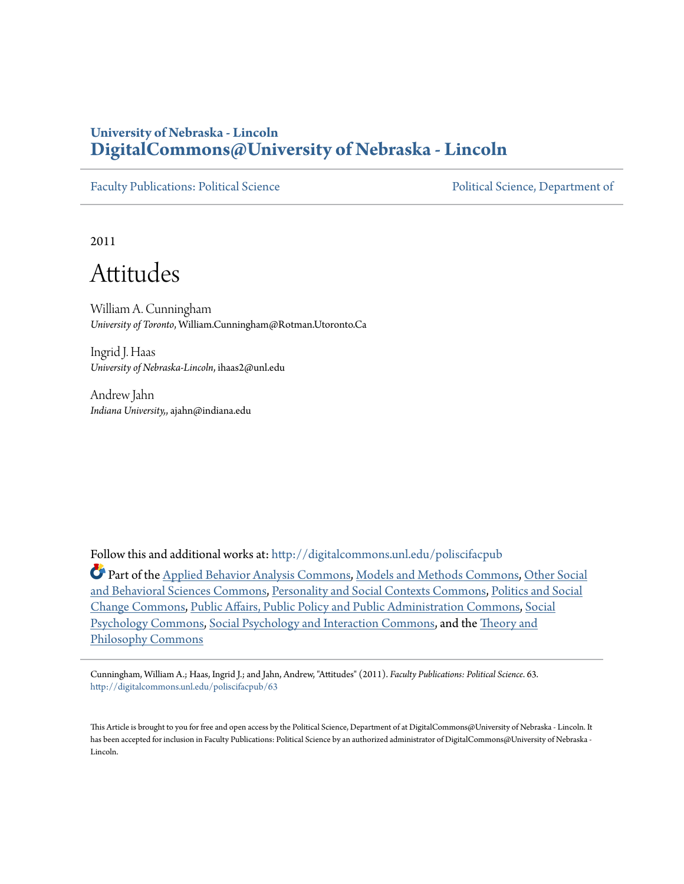**University of Nebraska - Lincoln**
**DigitalCommons@University of Nebraska - Lincoln**

Faculty Publications: Political Science | Political Science, Department of

2011

# Attitudes

William A. Cunningham
*University of Toronto*, William.Cunningham@Rotman.Utoronto.Ca

Ingrid J. Haas
*University of Nebraska-Lincoln*, ihaas2@unl.edu

Andrew Jahn
*Indiana University,*, ajahn@indiana.edu

Follow this and additional works at: http://digitalcommons.unl.edu/poliscifacpub

Part of the Applied Behavior Analysis Commons, Models and Methods Commons, Other Social and Behavioral Sciences Commons, Personality and Social Contexts Commons, Politics and Social Change Commons, Public Affairs, Public Policy and Public Administration Commons, Social Psychology Commons, Social Psychology and Interaction Commons, and the Theory and Philosophy Commons

Cunningham, William A.; Haas, Ingrid J.; and Jahn, Andrew, "Attitudes" (2011). *Faculty Publications: Political Science*. 63.
http://digitalcommons.unl.edu/poliscifacpub/63

This Article is brought to you for free and open access by the Political Science, Department of at DigitalCommons@University of Nebraska - Lincoln. It has been accepted for inclusion in Faculty Publications: Political Science by an authorized administrator of DigitalCommons@University of Nebraska - Lincoln.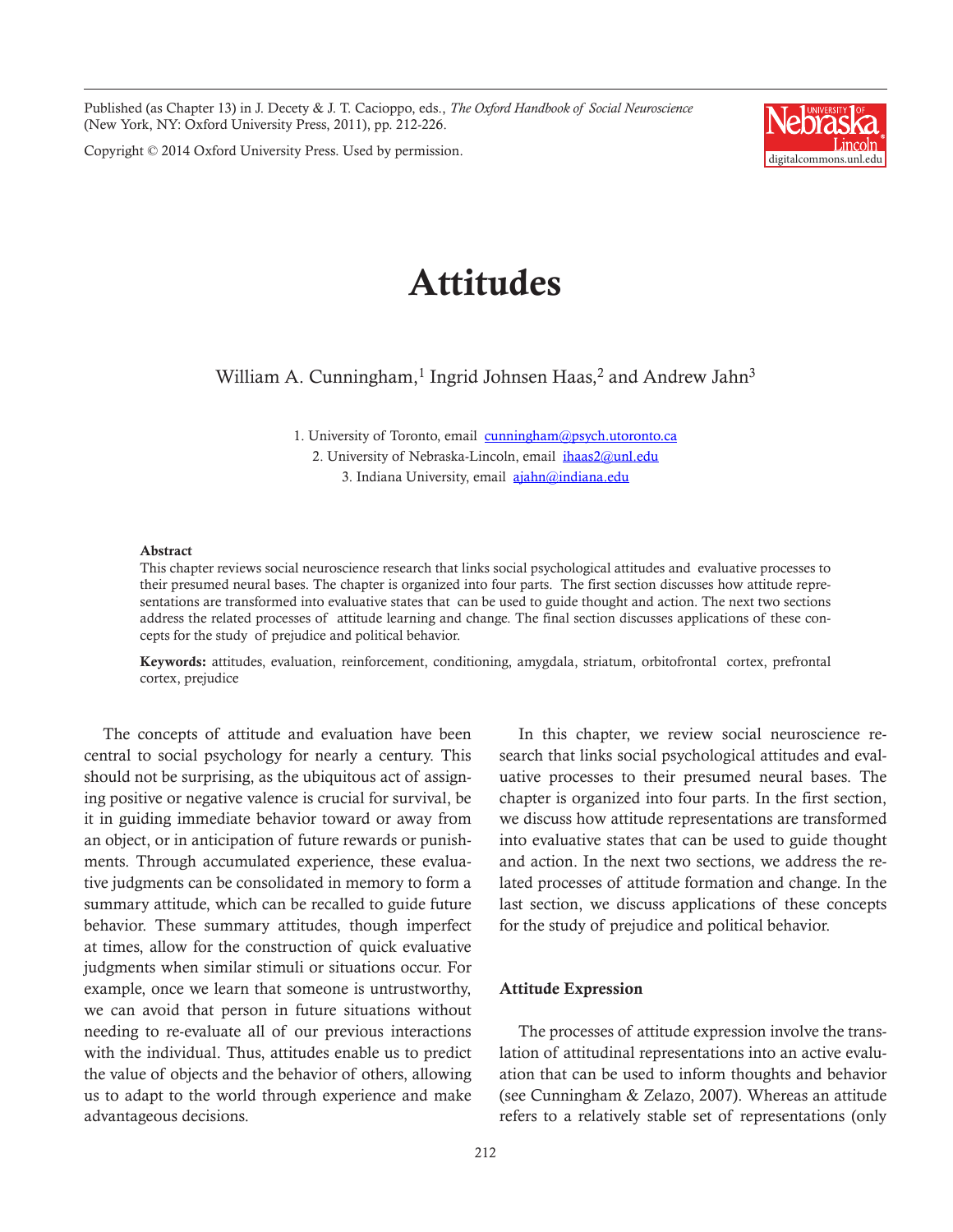Published (as Chapter 13) in J. Decety & J. T. Cacioppo, eds., *The Oxford Handbook of Social Neuroscience* (New York, NY: Oxford University Press, 2011), pp. 212-226.

Copyright © 2014 Oxford University Press. Used by permission.

# Attitudes

William A. Cunningham,[1] Ingrid Johnsen Haas,[2] and Andrew Jahn[3]

1. University of Toronto, email cunningham@psych.utoronto.ca
2. University of Nebraska-Lincoln, email ihaas2@unl.edu
3. Indiana University, email ajahn@indiana.edu

**Abstract**

This chapter reviews social neuroscience research that links social psychological attitudes and evaluative processes to their presumed neural bases. The chapter is organized into four parts. The first section discusses how attitude representations are transformed into evaluative states that can be used to guide thought and action. The next two sections address the related processes of attitude learning and change. The final section discusses applications of these concepts for the study of prejudice and political behavior.

**Keywords:** attitudes, evaluation, reinforcement, conditioning, amygdala, striatum, orbitofrontal cortex, prefrontal cortex, prejudice

The concepts of attitude and evaluation have been central to social psychology for nearly a century. This should not be surprising, as the ubiquitous act of assigning positive or negative valence is crucial for survival, be it in guiding immediate behavior toward or away from an object, or in anticipation of future rewards or punishments. Through accumulated experience, these evaluative judgments can be consolidated in memory to form a summary attitude, which can be recalled to guide future behavior. These summary attitudes, though imperfect at times, allow for the construction of quick evaluative judgments when similar stimuli or situations occur. For example, once we learn that someone is untrustworthy, we can avoid that person in future situations without needing to re-evaluate all of our previous interactions with the individual. Thus, attitudes enable us to predict the value of objects and the behavior of others, allowing us to adapt to the world through experience and make advantageous decisions.

In this chapter, we review social neuroscience research that links social psychological attitudes and evaluative processes to their presumed neural bases. The chapter is organized into four parts. In the first section, we discuss how attitude representations are transformed into evaluative states that can be used to guide thought and action. In the next two sections, we address the related processes of attitude formation and change. In the last section, we discuss applications of these concepts for the study of prejudice and political behavior.

## Attitude Expression

The processes of attitude expression involve the translation of attitudinal representations into an active evaluation that can be used to inform thoughts and behavior (see Cunningham & Zelazo, 2007). Whereas an attitude refers to a relatively stable set of representations (only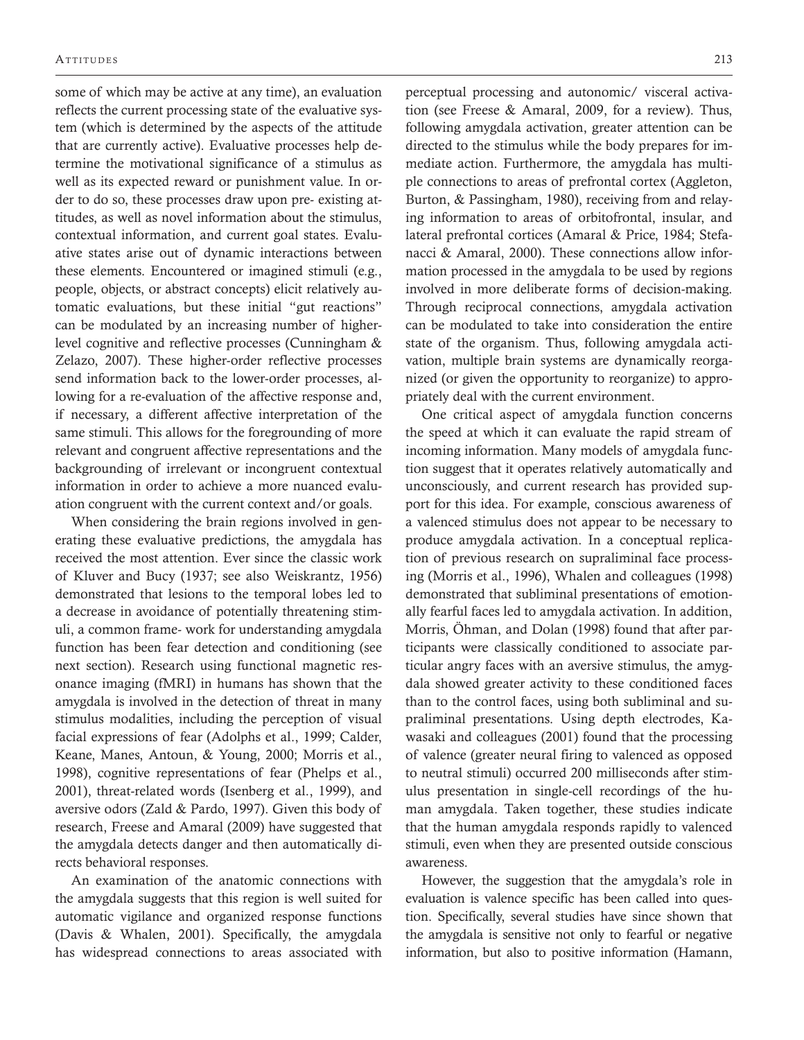some of which may be active at any time), an evaluation reflects the current processing state of the evaluative system (which is determined by the aspects of the attitude that are currently active). Evaluative processes help determine the motivational significance of a stimulus as well as its expected reward or punishment value. In order to do so, these processes draw upon pre- existing attitudes, as well as novel information about the stimulus, contextual information, and current goal states. Evaluative states arise out of dynamic interactions between these elements. Encountered or imagined stimuli (e.g., people, objects, or abstract concepts) elicit relatively automatic evaluations, but these initial "gut reactions" can be modulated by an increasing number of higher-level cognitive and reflective processes (Cunningham & Zelazo, 2007). These higher-order reflective processes send information back to the lower-order processes, allowing for a re-evaluation of the affective response and, if necessary, a different affective interpretation of the same stimuli. This allows for the foregrounding of more relevant and congruent affective representations and the backgrounding of irrelevant or incongruent contextual information in order to achieve a more nuanced evaluation congruent with the current context and/or goals.

When considering the brain regions involved in generating these evaluative predictions, the amygdala has received the most attention. Ever since the classic work of Kluver and Bucy (1937; see also Weiskrantz, 1956) demonstrated that lesions to the temporal lobes led to a decrease in avoidance of potentially threatening stimuli, a common frame- work for understanding amygdala function has been fear detection and conditioning (see next section). Research using functional magnetic resonance imaging (fMRI) in humans has shown that the amygdala is involved in the detection of threat in many stimulus modalities, including the perception of visual facial expressions of fear (Adolphs et al., 1999; Calder, Keane, Manes, Antoun, & Young, 2000; Morris et al., 1998), cognitive representations of fear (Phelps et al., 2001), threat-related words (Isenberg et al., 1999), and aversive odors (Zald & Pardo, 1997). Given this body of research, Freese and Amaral (2009) have suggested that the amygdala detects danger and then automatically directs behavioral responses.

An examination of the anatomic connections with the amygdala suggests that this region is well suited for automatic vigilance and organized response functions (Davis & Whalen, 2001). Specifically, the amygdala has widespread connections to areas associated with perceptual processing and autonomic/ visceral activation (see Freese & Amaral, 2009, for a review). Thus, following amygdala activation, greater attention can be directed to the stimulus while the body prepares for immediate action. Furthermore, the amygdala has multiple connections to areas of prefrontal cortex (Aggleton, Burton, & Passingham, 1980), receiving from and relaying information to areas of orbitofrontal, insular, and lateral prefrontal cortices (Amaral & Price, 1984; Stefanacci & Amaral, 2000). These connections allow information processed in the amygdala to be used by regions involved in more deliberate forms of decision-making. Through reciprocal connections, amygdala activation can be modulated to take into consideration the entire state of the organism. Thus, following amygdala activation, multiple brain systems are dynamically reorganized (or given the opportunity to reorganize) to appropriately deal with the current environment.

One critical aspect of amygdala function concerns the speed at which it can evaluate the rapid stream of incoming information. Many models of amygdala function suggest that it operates relatively automatically and unconsciously, and current research has provided support for this idea. For example, conscious awareness of a valenced stimulus does not appear to be necessary to produce amygdala activation. In a conceptual replication of previous research on supraliminal face processing (Morris et al., 1996), Whalen and colleagues (1998) demonstrated that subliminal presentations of emotionally fearful faces led to amygdala activation. In addition, Morris, Öhman, and Dolan (1998) found that after participants were classically conditioned to associate particular angry faces with an aversive stimulus, the amygdala showed greater activity to these conditioned faces than to the control faces, using both subliminal and supraliminal presentations. Using depth electrodes, Kawasaki and colleagues (2001) found that the processing of valence (greater neural firing to valenced as opposed to neutral stimuli) occurred 200 milliseconds after stimulus presentation in single-cell recordings of the human amygdala. Taken together, these studies indicate that the human amygdala responds rapidly to valenced stimuli, even when they are presented outside conscious awareness.

However, the suggestion that the amygdala's role in evaluation is valence specific has been called into question. Specifically, several studies have since shown that the amygdala is sensitive not only to fearful or negative information, but also to positive information (Hamann,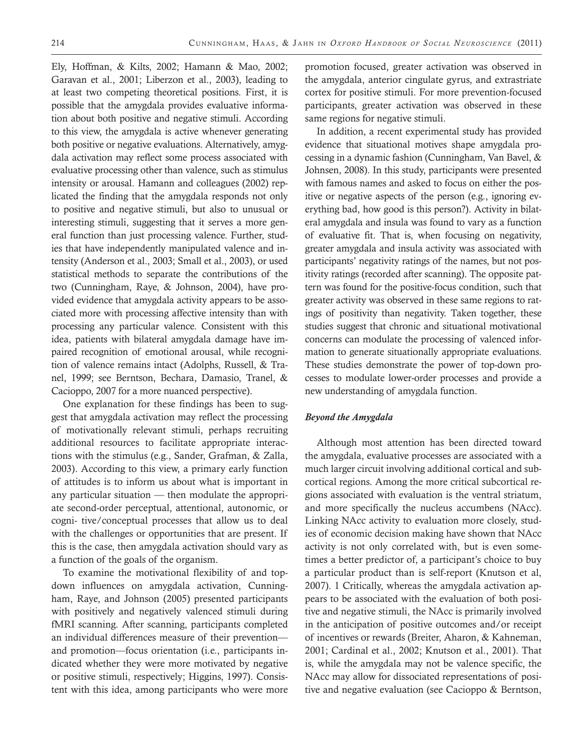Ely, Hoffman, & Kilts, 2002; Hamann & Mao, 2002; Garavan et al., 2001; Liberzon et al., 2003), leading to at least two competing theoretical positions. First, it is possible that the amygdala provides evaluative information about both positive and negative stimuli. According to this view, the amygdala is active whenever generating both positive or negative evaluations. Alternatively, amygdala activation may reflect some process associated with evaluative processing other than valence, such as stimulus intensity or arousal. Hamann and colleagues (2002) replicated the finding that the amygdala responds not only to positive and negative stimuli, but also to unusual or interesting stimuli, suggesting that it serves a more general function than just processing valence. Further, studies that have independently manipulated valence and intensity (Anderson et al., 2003; Small et al., 2003), or used statistical methods to separate the contributions of the two (Cunningham, Raye, & Johnson, 2004), have provided evidence that amygdala activity appears to be associated more with processing affective intensity than with processing any particular valence. Consistent with this idea, patients with bilateral amygdala damage have impaired recognition of emotional arousal, while recognition of valence remains intact (Adolphs, Russell, & Tranel, 1999; see Berntson, Bechara, Damasio, Tranel, & Cacioppo, 2007 for a more nuanced perspective).

One explanation for these findings has been to suggest that amygdala activation may reflect the processing of motivationally relevant stimuli, perhaps recruiting additional resources to facilitate appropriate interactions with the stimulus (e.g., Sander, Grafman, & Zalla, 2003). According to this view, a primary early function of attitudes is to inform us about what is important in any particular situation — then modulate the appropriate second-order perceptual, attentional, autonomic, or cogni- tive/conceptual processes that allow us to deal with the challenges or opportunities that are present. If this is the case, then amygdala activation should vary as a function of the goals of the organism.

To examine the motivational flexibility of and top-down influences on amygdala activation, Cunningham, Raye, and Johnson (2005) presented participants with positively and negatively valenced stimuli during fMRI scanning. After scanning, participants completed an individual differences measure of their prevention—and promotion—focus orientation (i.e., participants indicated whether they were more motivated by negative or positive stimuli, respectively; Higgins, 1997). Consistent with this idea, among participants who were more promotion focused, greater activation was observed in the amygdala, anterior cingulate gyrus, and extrastriate cortex for positive stimuli. For more prevention-focused participants, greater activation was observed in these same regions for negative stimuli.

In addition, a recent experimental study has provided evidence that situational motives shape amygdala processing in a dynamic fashion (Cunningham, Van Bavel, & Johnsen, 2008). In this study, participants were presented with famous names and asked to focus on either the positive or negative aspects of the person (e.g., ignoring everything bad, how good is this person?). Activity in bilateral amygdala and insula was found to vary as a function of evaluative fit. That is, when focusing on negativity, greater amygdala and insula activity was associated with participants' negativity ratings of the names, but not positivity ratings (recorded after scanning). The opposite pattern was found for the positive-focus condition, such that greater activity was observed in these same regions to ratings of positivity than negativity. Taken together, these studies suggest that chronic and situational motivational concerns can modulate the processing of valenced information to generate situationally appropriate evaluations. These studies demonstrate the power of top-down processes to modulate lower-order processes and provide a new understanding of amygdala function.

### *Beyond the Amygdala*

Although most attention has been directed toward the amygdala, evaluative processes are associated with a much larger circuit involving additional cortical and subcortical regions. Among the more critical subcortical regions associated with evaluation is the ventral striatum, and more specifically the nucleus accumbens (NAcc). Linking NAcc activity to evaluation more closely, studies of economic decision making have shown that NAcc activity is not only correlated with, but is even sometimes a better predictor of, a participant's choice to buy a particular product than is self-report (Knutson et al, 2007). 1 Critically, whereas the amygdala activation appears to be associated with the evaluation of both positive and negative stimuli, the NAcc is primarily involved in the anticipation of positive outcomes and/or receipt of incentives or rewards (Breiter, Aharon, & Kahneman, 2001; Cardinal et al., 2002; Knutson et al., 2001). That is, while the amygdala may not be valence specific, the NAcc may allow for dissociated representations of positive and negative evaluation (see Cacioppo & Berntson,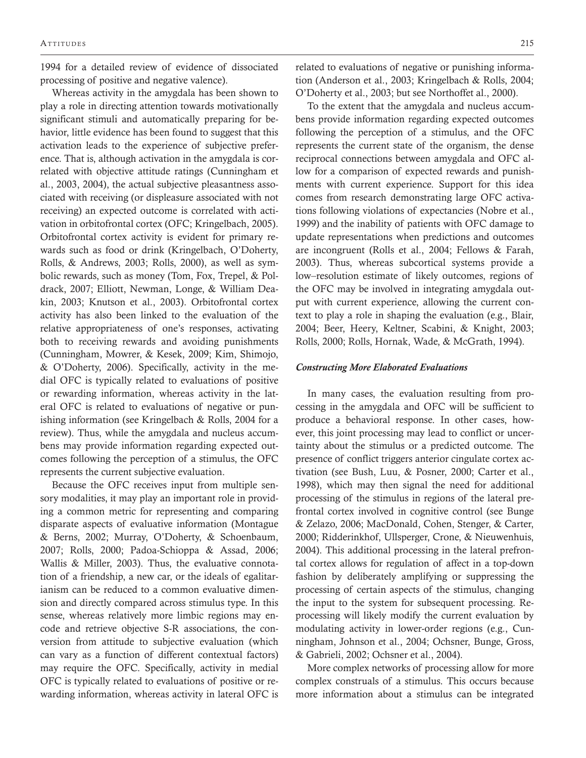1994 for a detailed review of evidence of dissociated processing of positive and negative valence).

Whereas activity in the amygdala has been shown to play a role in directing attention towards motivationally significant stimuli and automatically preparing for behavior, little evidence has been found to suggest that this activation leads to the experience of subjective preference. That is, although activation in the amygdala is correlated with objective attitude ratings (Cunningham et al., 2003, 2004), the actual subjective pleasantness associated with receiving (or displeasure associated with not receiving) an expected outcome is correlated with activation in orbitofrontal cortex (OFC; Kringelbach, 2005). Orbitofrontal cortex activity is evident for primary rewards such as food or drink (Kringelbach, O'Doherty, Rolls, & Andrews, 2003; Rolls, 2000), as well as symbolic rewards, such as money (Tom, Fox, Trepel, & Poldrack, 2007; Elliott, Newman, Longe, & William Deakin, 2003; Knutson et al., 2003). Orbitofrontal cortex activity has also been linked to the evaluation of the relative appropriateness of one's responses, activating both to receiving rewards and avoiding punishments (Cunningham, Mowrer, & Kesek, 2009; Kim, Shimojo, & O'Doherty, 2006). Specifically, activity in the medial OFC is typically related to evaluations of positive or rewarding information, whereas activity in the lateral OFC is related to evaluations of negative or punishing information (see Kringelbach & Rolls, 2004 for a review). Thus, while the amygdala and nucleus accumbens may provide information regarding expected outcomes following the perception of a stimulus, the OFC represents the current subjective evaluation.

Because the OFC receives input from multiple sensory modalities, it may play an important role in providing a common metric for representing and comparing disparate aspects of evaluative information (Montague & Berns, 2002; Murray, O'Doherty, & Schoenbaum, 2007; Rolls, 2000; Padoa-Schioppa & Assad, 2006; Wallis & Miller, 2003). Thus, the evaluative connotation of a friendship, a new car, or the ideals of egalitarianism can be reduced to a common evaluative dimension and directly compared across stimulus type. In this sense, whereas relatively more limbic regions may encode and retrieve objective S-R associations, the conversion from attitude to subjective evaluation (which can vary as a function of different contextual factors) may require the OFC. Specifically, activity in medial OFC is typically related to evaluations of positive or rewarding information, whereas activity in lateral OFC is related to evaluations of negative or punishing information (Anderson et al., 2003; Kringelbach & Rolls, 2004; O'Doherty et al., 2003; but see Northoffet al., 2000).

To the extent that the amygdala and nucleus accumbens provide information regarding expected outcomes following the perception of a stimulus, and the OFC represents the current state of the organism, the dense reciprocal connections between amygdala and OFC allow for a comparison of expected rewards and punishments with current experience. Support for this idea comes from research demonstrating large OFC activations following violations of expectancies (Nobre et al., 1999) and the inability of patients with OFC damage to update representations when predictions and outcomes are incongruent (Rolls et al., 2004; Fellows & Farah, 2003). Thus, whereas subcortical systems provide a low–resolution estimate of likely outcomes, regions of the OFC may be involved in integrating amygdala output with current experience, allowing the current context to play a role in shaping the evaluation (e.g., Blair, 2004; Beer, Heery, Keltner, Scabini, & Knight, 2003; Rolls, 2000; Rolls, Hornak, Wade, & McGrath, 1994).

### *Constructing More Elaborated Evaluations*

In many cases, the evaluation resulting from processing in the amygdala and OFC will be sufficient to produce a behavioral response. In other cases, however, this joint processing may lead to conflict or uncertainty about the stimulus or a predicted outcome. The presence of conflict triggers anterior cingulate cortex activation (see Bush, Luu, & Posner, 2000; Carter et al., 1998), which may then signal the need for additional processing of the stimulus in regions of the lateral prefrontal cortex involved in cognitive control (see Bunge & Zelazo, 2006; MacDonald, Cohen, Stenger, & Carter, 2000; Ridderinkhof, Ullsperger, Crone, & Nieuwenhuis, 2004). This additional processing in the lateral prefrontal cortex allows for regulation of affect in a top-down fashion by deliberately amplifying or suppressing the processing of certain aspects of the stimulus, changing the input to the system for subsequent processing. Reprocessing will likely modify the current evaluation by modulating activity in lower-order regions (e.g., Cunningham, Johnson et al., 2004; Ochsner, Bunge, Gross, & Gabrieli, 2002; Ochsner et al., 2004).

More complex networks of processing allow for more complex construals of a stimulus. This occurs because more information about a stimulus can be integrated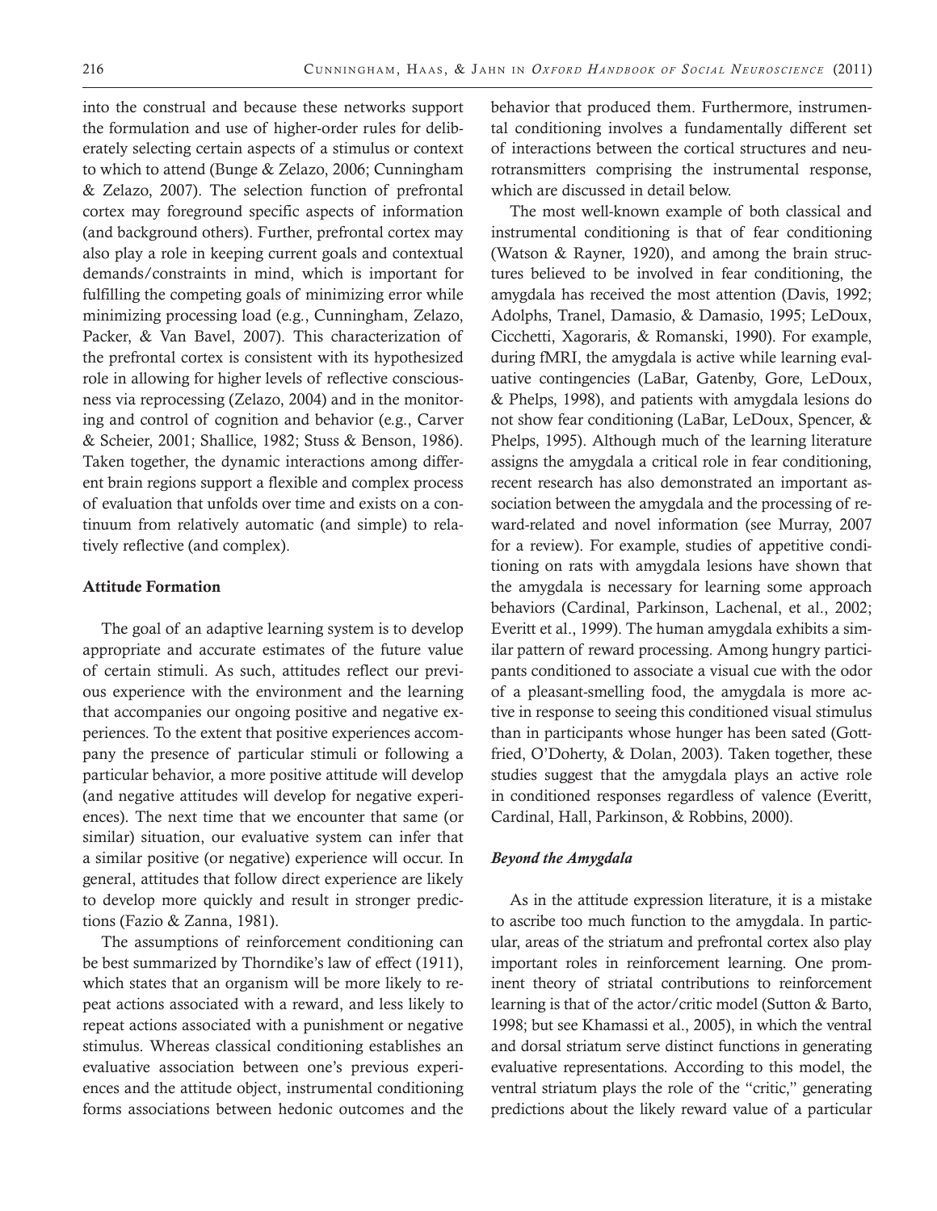into the construal and because these networks support the formulation and use of higher-order rules for deliberately selecting certain aspects of a stimulus or context to which to attend (Bunge & Zelazo, 2006; Cunningham & Zelazo, 2007). The selection function of prefrontal cortex may foreground specific aspects of information (and background others). Further, prefrontal cortex may also play a role in keeping current goals and contextual demands/constraints in mind, which is important for fulfilling the competing goals of minimizing error while minimizing processing load (e.g., Cunningham, Zelazo, Packer, & Van Bavel, 2007). This characterization of the prefrontal cortex is consistent with its hypothesized role in allowing for higher levels of reflective consciousness via reprocessing (Zelazo, 2004) and in the monitoring and control of cognition and behavior (e.g., Carver & Scheier, 2001; Shallice, 1982; Stuss & Benson, 1986). Taken together, the dynamic interactions among different brain regions support a flexible and complex process of evaluation that unfolds over time and exists on a continuum from relatively automatic (and simple) to relatively reflective (and complex).

### Attitude Formation

The goal of an adaptive learning system is to develop appropriate and accurate estimates of the future value of certain stimuli. As such, attitudes reflect our previous experience with the environment and the learning that accompanies our ongoing positive and negative experiences. To the extent that positive experiences accompany the presence of particular stimuli or following a particular behavior, a more positive attitude will develop (and negative attitudes will develop for negative experiences). The next time that we encounter that same (or similar) situation, our evaluative system can infer that a similar positive (or negative) experience will occur. In general, attitudes that follow direct experience are likely to develop more quickly and result in stronger predictions (Fazio & Zanna, 1981).

The assumptions of reinforcement conditioning can be best summarized by Thorndike's law of effect (1911), which states that an organism will be more likely to repeat actions associated with a reward, and less likely to repeat actions associated with a punishment or negative stimulus. Whereas classical conditioning establishes an evaluative association between one's previous experiences and the attitude object, instrumental conditioning forms associations between hedonic outcomes and the behavior that produced them. Furthermore, instrumental conditioning involves a fundamentally different set of interactions between the cortical structures and neurotransmitters comprising the instrumental response, which are discussed in detail below.

The most well-known example of both classical and instrumental conditioning is that of fear conditioning (Watson & Rayner, 1920), and among the brain structures believed to be involved in fear conditioning, the amygdala has received the most attention (Davis, 1992; Adolphs, Tranel, Damasio, & Damasio, 1995; LeDoux, Cicchetti, Xagoraris, & Romanski, 1990). For example, during fMRI, the amygdala is active while learning evaluative contingencies (LaBar, Gatenby, Gore, LeDoux, & Phelps, 1998), and patients with amygdala lesions do not show fear conditioning (LaBar, LeDoux, Spencer, & Phelps, 1995). Although much of the learning literature assigns the amygdala a critical role in fear conditioning, recent research has also demonstrated an important association between the amygdala and the processing of reward-related and novel information (see Murray, 2007 for a review). For example, studies of appetitive conditioning on rats with amygdala lesions have shown that the amygdala is necessary for learning some approach behaviors (Cardinal, Parkinson, Lachenal, et al., 2002; Everitt et al., 1999). The human amygdala exhibits a similar pattern of reward processing. Among hungry participants conditioned to associate a visual cue with the odor of a pleasant-smelling food, the amygdala is more active in response to seeing this conditioned visual stimulus than in participants whose hunger has been sated (Gottfried, O'Doherty, & Dolan, 2003). Taken together, these studies suggest that the amygdala plays an active role in conditioned responses regardless of valence (Everitt, Cardinal, Hall, Parkinson, & Robbins, 2000).

#### *Beyond the Amygdala*

As in the attitude expression literature, it is a mistake to ascribe too much function to the amygdala. In particular, areas of the striatum and prefrontal cortex also play important roles in reinforcement learning. One prominent theory of striatal contributions to reinforcement learning is that of the actor/critic model (Sutton & Barto, 1998; but see Khamassi et al., 2005), in which the ventral and dorsal striatum serve distinct functions in generating evaluative representations. According to this model, the ventral striatum plays the role of the "critic," generating predictions about the likely reward value of a particular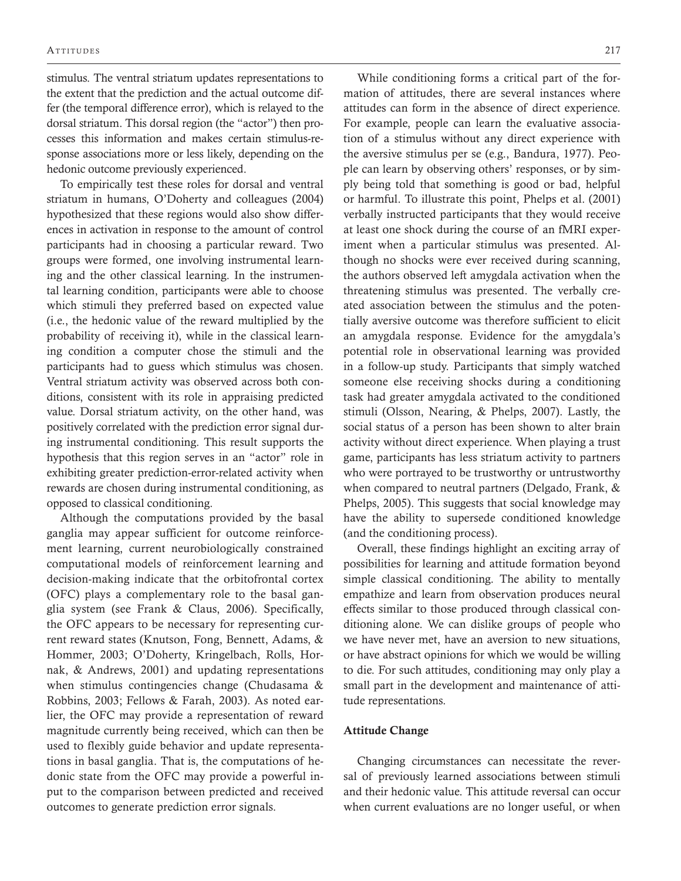stimulus. The ventral striatum updates representations to the extent that the prediction and the actual outcome differ (the temporal difference error), which is relayed to the dorsal striatum. This dorsal region (the "actor") then processes this information and makes certain stimulus-response associations more or less likely, depending on the hedonic outcome previously experienced.

To empirically test these roles for dorsal and ventral striatum in humans, O'Doherty and colleagues (2004) hypothesized that these regions would also show differences in activation in response to the amount of control participants had in choosing a particular reward. Two groups were formed, one involving instrumental learning and the other classical learning. In the instrumental learning condition, participants were able to choose which stimuli they preferred based on expected value (i.e., the hedonic value of the reward multiplied by the probability of receiving it), while in the classical learning condition a computer chose the stimuli and the participants had to guess which stimulus was chosen. Ventral striatum activity was observed across both conditions, consistent with its role in appraising predicted value. Dorsal striatum activity, on the other hand, was positively correlated with the prediction error signal during instrumental conditioning. This result supports the hypothesis that this region serves in an "actor" role in exhibiting greater prediction-error-related activity when rewards are chosen during instrumental conditioning, as opposed to classical conditioning.

Although the computations provided by the basal ganglia may appear sufficient for outcome reinforcement learning, current neurobiologically constrained computational models of reinforcement learning and decision-making indicate that the orbitofrontal cortex (OFC) plays a complementary role to the basal ganglia system (see Frank & Claus, 2006). Specifically, the OFC appears to be necessary for representing current reward states (Knutson, Fong, Bennett, Adams, & Hommer, 2003; O'Doherty, Kringelbach, Rolls, Hornak, & Andrews, 2001) and updating representations when stimulus contingencies change (Chudasama & Robbins, 2003; Fellows & Farah, 2003). As noted earlier, the OFC may provide a representation of reward magnitude currently being received, which can then be used to flexibly guide behavior and update representations in basal ganglia. That is, the computations of hedonic state from the OFC may provide a powerful input to the comparison between predicted and received outcomes to generate prediction error signals.

While conditioning forms a critical part of the formation of attitudes, there are several instances where attitudes can form in the absence of direct experience. For example, people can learn the evaluative association of a stimulus without any direct experience with the aversive stimulus per se (e.g., Bandura, 1977). People can learn by observing others' responses, or by simply being told that something is good or bad, helpful or harmful. To illustrate this point, Phelps et al. (2001) verbally instructed participants that they would receive at least one shock during the course of an fMRI experiment when a particular stimulus was presented. Although no shocks were ever received during scanning, the authors observed left amygdala activation when the threatening stimulus was presented. The verbally created association between the stimulus and the potentially aversive outcome was therefore sufficient to elicit an amygdala response. Evidence for the amygdala's potential role in observational learning was provided in a follow-up study. Participants that simply watched someone else receiving shocks during a conditioning task had greater amygdala activated to the conditioned stimuli (Olsson, Nearing, & Phelps, 2007). Lastly, the social status of a person has been shown to alter brain activity without direct experience. When playing a trust game, participants has less striatum activity to partners who were portrayed to be trustworthy or untrustworthy when compared to neutral partners (Delgado, Frank, & Phelps, 2005). This suggests that social knowledge may have the ability to supersede conditioned knowledge (and the conditioning process).

Overall, these findings highlight an exciting array of possibilities for learning and attitude formation beyond simple classical conditioning. The ability to mentally empathize and learn from observation produces neural effects similar to those produced through classical conditioning alone. We can dislike groups of people who we have never met, have an aversion to new situations, or have abstract opinions for which we would be willing to die. For such attitudes, conditioning may only play a small part in the development and maintenance of attitude representations.

### Attitude Change

Changing circumstances can necessitate the reversal of previously learned associations between stimuli and their hedonic value. This attitude reversal can occur when current evaluations are no longer useful, or when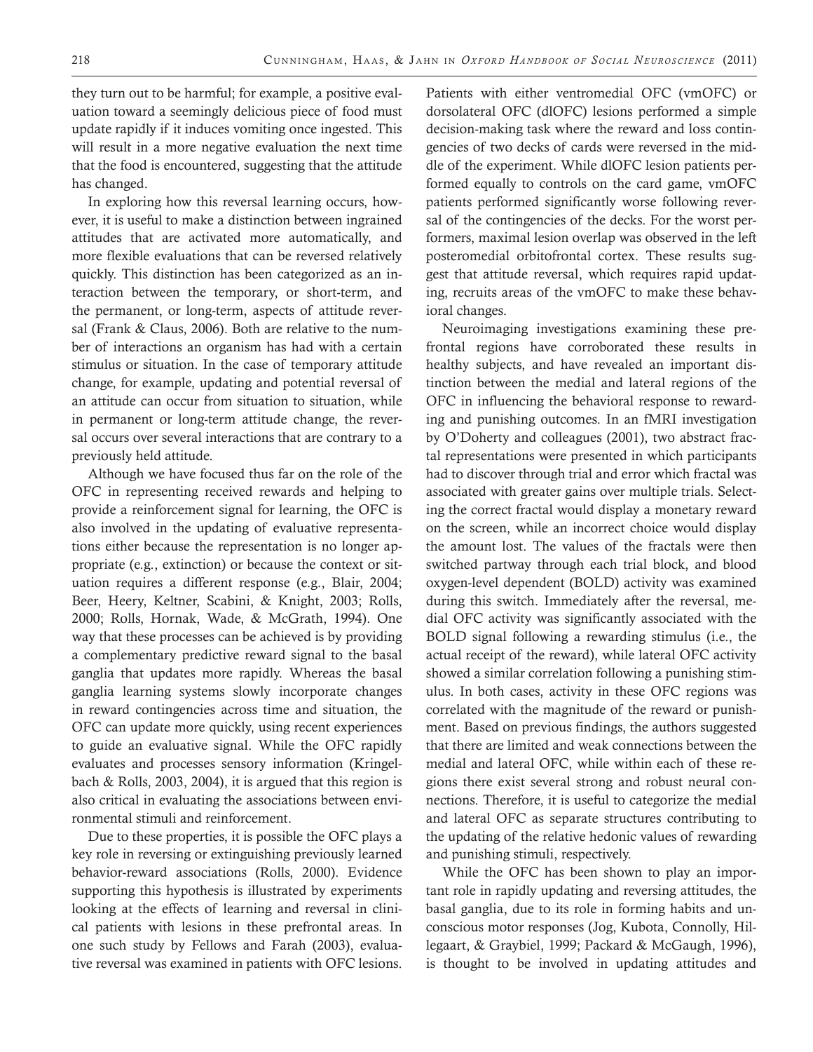they turn out to be harmful; for example, a positive evaluation toward a seemingly delicious piece of food must update rapidly if it induces vomiting once ingested. This will result in a more negative evaluation the next time that the food is encountered, suggesting that the attitude has changed.

In exploring how this reversal learning occurs, however, it is useful to make a distinction between ingrained attitudes that are activated more automatically, and more flexible evaluations that can be reversed relatively quickly. This distinction has been categorized as an interaction between the temporary, or short-term, and the permanent, or long-term, aspects of attitude reversal (Frank & Claus, 2006). Both are relative to the number of interactions an organism has had with a certain stimulus or situation. In the case of temporary attitude change, for example, updating and potential reversal of an attitude can occur from situation to situation, while in permanent or long-term attitude change, the reversal occurs over several interactions that are contrary to a previously held attitude.

Although we have focused thus far on the role of the OFC in representing received rewards and helping to provide a reinforcement signal for learning, the OFC is also involved in the updating of evaluative representations either because the representation is no longer appropriate (e.g., extinction) or because the context or situation requires a different response (e.g., Blair, 2004; Beer, Heery, Keltner, Scabini, & Knight, 2003; Rolls, 2000; Rolls, Hornak, Wade, & McGrath, 1994). One way that these processes can be achieved is by providing a complementary predictive reward signal to the basal ganglia that updates more rapidly. Whereas the basal ganglia learning systems slowly incorporate changes in reward contingencies across time and situation, the OFC can update more quickly, using recent experiences to guide an evaluative signal. While the OFC rapidly evaluates and processes sensory information (Kringelbach & Rolls, 2003, 2004), it is argued that this region is also critical in evaluating the associations between environmental stimuli and reinforcement.

Due to these properties, it is possible the OFC plays a key role in reversing or extinguishing previously learned behavior-reward associations (Rolls, 2000). Evidence supporting this hypothesis is illustrated by experiments looking at the effects of learning and reversal in clinical patients with lesions in these prefrontal areas. In one such study by Fellows and Farah (2003), evaluative reversal was examined in patients with OFC lesions. Patients with either ventromedial OFC (vmOFC) or dorsolateral OFC (dlOFC) lesions performed a simple decision-making task where the reward and loss contingencies of two decks of cards were reversed in the middle of the experiment. While dlOFC lesion patients performed equally to controls on the card game, vmOFC patients performed significantly worse following reversal of the contingencies of the decks. For the worst performers, maximal lesion overlap was observed in the left posteromedial orbitofrontal cortex. These results suggest that attitude reversal, which requires rapid updating, recruits areas of the vmOFC to make these behavioral changes.

Neuroimaging investigations examining these prefrontal regions have corroborated these results in healthy subjects, and have revealed an important distinction between the medial and lateral regions of the OFC in influencing the behavioral response to rewarding and punishing outcomes. In an fMRI investigation by O'Doherty and colleagues (2001), two abstract fractal representations were presented in which participants had to discover through trial and error which fractal was associated with greater gains over multiple trials. Selecting the correct fractal would display a monetary reward on the screen, while an incorrect choice would display the amount lost. The values of the fractals were then switched partway through each trial block, and blood oxygen-level dependent (BOLD) activity was examined during this switch. Immediately after the reversal, medial OFC activity was significantly associated with the BOLD signal following a rewarding stimulus (i.e., the actual receipt of the reward), while lateral OFC activity showed a similar correlation following a punishing stimulus. In both cases, activity in these OFC regions was correlated with the magnitude of the reward or punishment. Based on previous findings, the authors suggested that there are limited and weak connections between the medial and lateral OFC, while within each of these regions there exist several strong and robust neural connections. Therefore, it is useful to categorize the medial and lateral OFC as separate structures contributing to the updating of the relative hedonic values of rewarding and punishing stimuli, respectively.

While the OFC has been shown to play an important role in rapidly updating and reversing attitudes, the basal ganglia, due to its role in forming habits and unconscious motor responses (Jog, Kubota, Connolly, Hillegaart, & Graybiel, 1999; Packard & McGaugh, 1996), is thought to be involved in updating attitudes and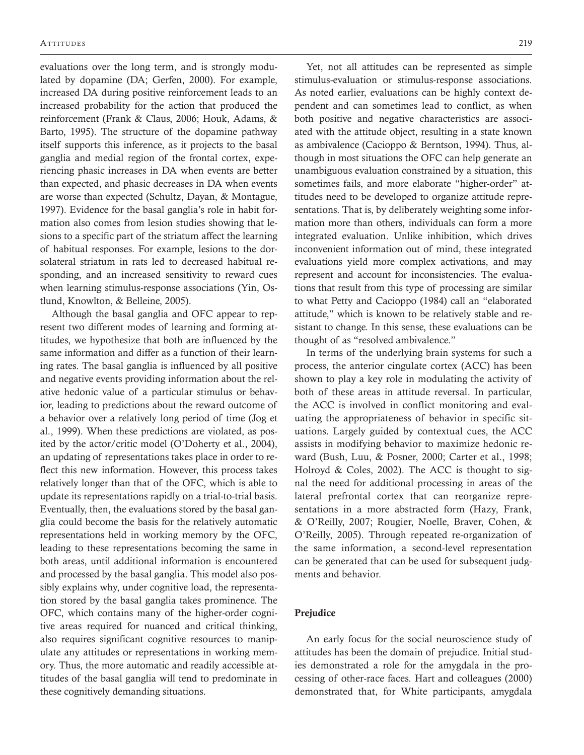evaluations over the long term, and is strongly modulated by dopamine (DA; Gerfen, 2000). For example, increased DA during positive reinforcement leads to an increased probability for the action that produced the reinforcement (Frank & Claus, 2006; Houk, Adams, & Barto, 1995). The structure of the dopamine pathway itself supports this inference, as it projects to the basal ganglia and medial region of the frontal cortex, experiencing phasic increases in DA when events are better than expected, and phasic decreases in DA when events are worse than expected (Schultz, Dayan, & Montague, 1997). Evidence for the basal ganglia's role in habit formation also comes from lesion studies showing that lesions to a specific part of the striatum affect the learning of habitual responses. For example, lesions to the dorsolateral striatum in rats led to decreased habitual responding, and an increased sensitivity to reward cues when learning stimulus-response associations (Yin, Ostlund, Knowlton, & Belleine, 2005).

Although the basal ganglia and OFC appear to represent two different modes of learning and forming attitudes, we hypothesize that both are influenced by the same information and differ as a function of their learning rates. The basal ganglia is influenced by all positive and negative events providing information about the relative hedonic value of a particular stimulus or behavior, leading to predictions about the reward outcome of a behavior over a relatively long period of time (Jog et al., 1999). When these predictions are violated, as posited by the actor/critic model (O'Doherty et al., 2004), an updating of representations takes place in order to reflect this new information. However, this process takes relatively longer than that of the OFC, which is able to update its representations rapidly on a trial-to-trial basis. Eventually, then, the evaluations stored by the basal ganglia could become the basis for the relatively automatic representations held in working memory by the OFC, leading to these representations becoming the same in both areas, until additional information is encountered and processed by the basal ganglia. This model also possibly explains why, under cognitive load, the representation stored by the basal ganglia takes prominence. The OFC, which contains many of the higher-order cognitive areas required for nuanced and critical thinking, also requires significant cognitive resources to manipulate any attitudes or representations in working memory. Thus, the more automatic and readily accessible attitudes of the basal ganglia will tend to predominate in these cognitively demanding situations.

Yet, not all attitudes can be represented as simple stimulus-evaluation or stimulus-response associations. As noted earlier, evaluations can be highly context dependent and can sometimes lead to conflict, as when both positive and negative characteristics are associated with the attitude object, resulting in a state known as ambivalence (Cacioppo & Berntson, 1994). Thus, although in most situations the OFC can help generate an unambiguous evaluation constrained by a situation, this sometimes fails, and more elaborate "higher-order" attitudes need to be developed to organize attitude representations. That is, by deliberately weighting some information more than others, individuals can form a more integrated evaluation. Unlike inhibition, which drives inconvenient information out of mind, these integrated evaluations yield more complex activations, and may represent and account for inconsistencies. The evaluations that result from this type of processing are similar to what Petty and Cacioppo (1984) call an "elaborated attitude," which is known to be relatively stable and resistant to change. In this sense, these evaluations can be thought of as "resolved ambivalence."

In terms of the underlying brain systems for such a process, the anterior cingulate cortex (ACC) has been shown to play a key role in modulating the activity of both of these areas in attitude reversal. In particular, the ACC is involved in conflict monitoring and evaluating the appropriateness of behavior in specific situations. Largely guided by contextual cues, the ACC assists in modifying behavior to maximize hedonic reward (Bush, Luu, & Posner, 2000; Carter et al., 1998; Holroyd & Coles, 2002). The ACC is thought to signal the need for additional processing in areas of the lateral prefrontal cortex that can reorganize representations in a more abstracted form (Hazy, Frank, & O'Reilly, 2007; Rougier, Noelle, Braver, Cohen, & O'Reilly, 2005). Through repeated re-organization of the same information, a second-level representation can be generated that can be used for subsequent judgments and behavior.

## Prejudice

An early focus for the social neuroscience study of attitudes has been the domain of prejudice. Initial studies demonstrated a role for the amygdala in the processing of other-race faces. Hart and colleagues (2000) demonstrated that, for White participants, amygdala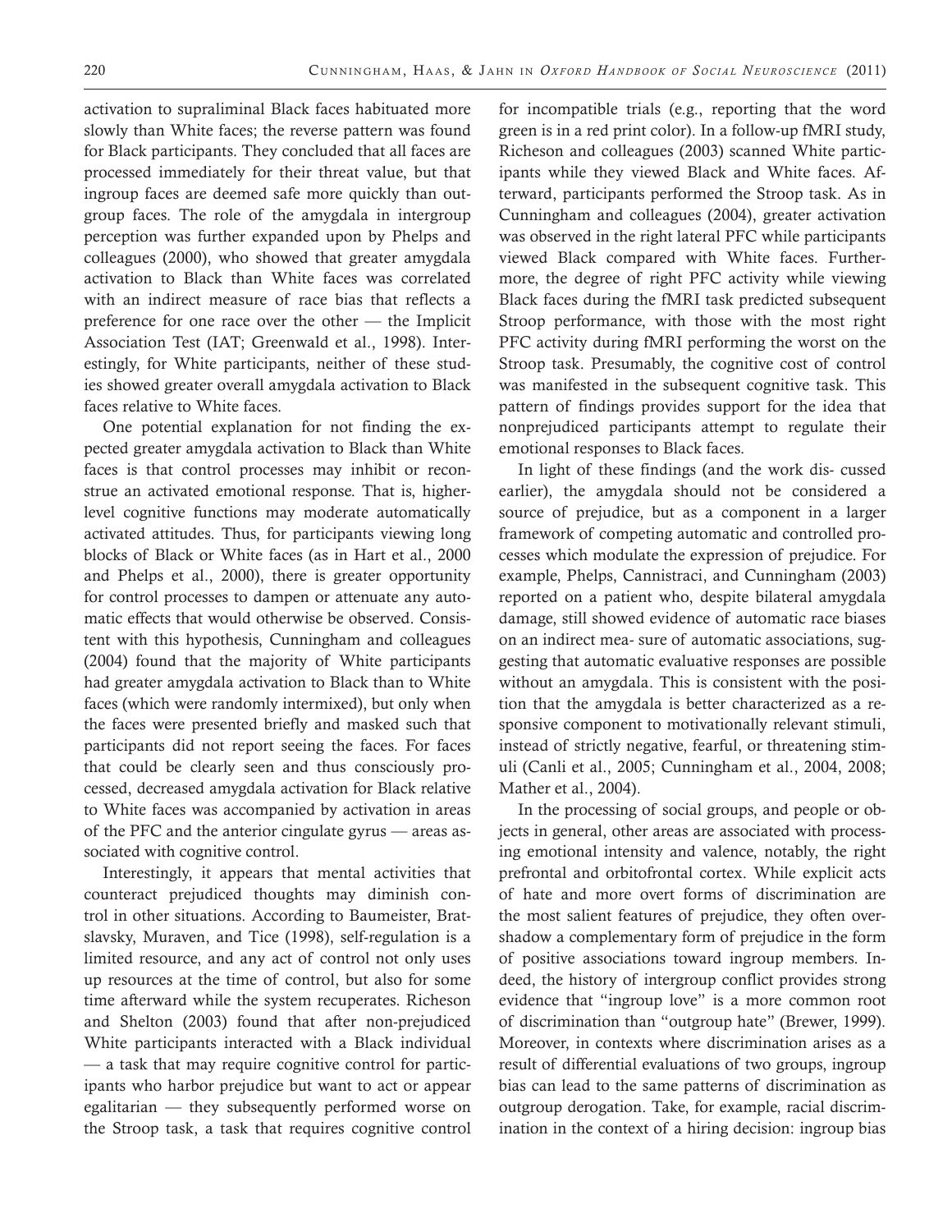activation to supraliminal Black faces habituated more slowly than White faces; the reverse pattern was found for Black participants. They concluded that all faces are processed immediately for their threat value, but that ingroup faces are deemed safe more quickly than outgroup faces. The role of the amygdala in intergroup perception was further expanded upon by Phelps and colleagues (2000), who showed that greater amygdala activation to Black than White faces was correlated with an indirect measure of race bias that reflects a preference for one race over the other — the Implicit Association Test (IAT; Greenwald et al., 1998). Interestingly, for White participants, neither of these studies showed greater overall amygdala activation to Black faces relative to White faces.

One potential explanation for not finding the expected greater amygdala activation to Black than White faces is that control processes may inhibit or reconstrue an activated emotional response. That is, higher-level cognitive functions may moderate automatically activated attitudes. Thus, for participants viewing long blocks of Black or White faces (as in Hart et al., 2000 and Phelps et al., 2000), there is greater opportunity for control processes to dampen or attenuate any automatic effects that would otherwise be observed. Consistent with this hypothesis, Cunningham and colleagues (2004) found that the majority of White participants had greater amygdala activation to Black than to White faces (which were randomly intermixed), but only when the faces were presented briefly and masked such that participants did not report seeing the faces. For faces that could be clearly seen and thus consciously processed, decreased amygdala activation for Black relative to White faces was accompanied by activation in areas of the PFC and the anterior cingulate gyrus — areas associated with cognitive control.

Interestingly, it appears that mental activities that counteract prejudiced thoughts may diminish control in other situations. According to Baumeister, Bratslavsky, Muraven, and Tice (1998), self-regulation is a limited resource, and any act of control not only uses up resources at the time of control, but also for some time afterward while the system recuperates. Richeson and Shelton (2003) found that after non-prejudiced White participants interacted with a Black individual — a task that may require cognitive control for participants who harbor prejudice but want to act or appear egalitarian — they subsequently performed worse on the Stroop task, a task that requires cognitive control for incompatible trials (e.g., reporting that the word green is in a red print color). In a follow-up fMRI study, Richeson and colleagues (2003) scanned White participants while they viewed Black and White faces. Afterward, participants performed the Stroop task. As in Cunningham and colleagues (2004), greater activation was observed in the right lateral PFC while participants viewed Black compared with White faces. Furthermore, the degree of right PFC activity while viewing Black faces during the fMRI task predicted subsequent Stroop performance, with those with the most right PFC activity during fMRI performing the worst on the Stroop task. Presumably, the cognitive cost of control was manifested in the subsequent cognitive task. This pattern of findings provides support for the idea that nonprejudiced participants attempt to regulate their emotional responses to Black faces.

In light of these findings (and the work dis- cussed earlier), the amygdala should not be considered a source of prejudice, but as a component in a larger framework of competing automatic and controlled processes which modulate the expression of prejudice. For example, Phelps, Cannistraci, and Cunningham (2003) reported on a patient who, despite bilateral amygdala damage, still showed evidence of automatic race biases on an indirect mea- sure of automatic associations, suggesting that automatic evaluative responses are possible without an amygdala. This is consistent with the position that the amygdala is better characterized as a responsive component to motivationally relevant stimuli, instead of strictly negative, fearful, or threatening stimuli (Canli et al., 2005; Cunningham et al., 2004, 2008; Mather et al., 2004).

In the processing of social groups, and people or objects in general, other areas are associated with processing emotional intensity and valence, notably, the right prefrontal and orbitofrontal cortex. While explicit acts of hate and more overt forms of discrimination are the most salient features of prejudice, they often overshadow a complementary form of prejudice in the form of positive associations toward ingroup members. Indeed, the history of intergroup conflict provides strong evidence that "ingroup love" is a more common root of discrimination than "outgroup hate" (Brewer, 1999). Moreover, in contexts where discrimination arises as a result of differential evaluations of two groups, ingroup bias can lead to the same patterns of discrimination as outgroup derogation. Take, for example, racial discrimination in the context of a hiring decision: ingroup bias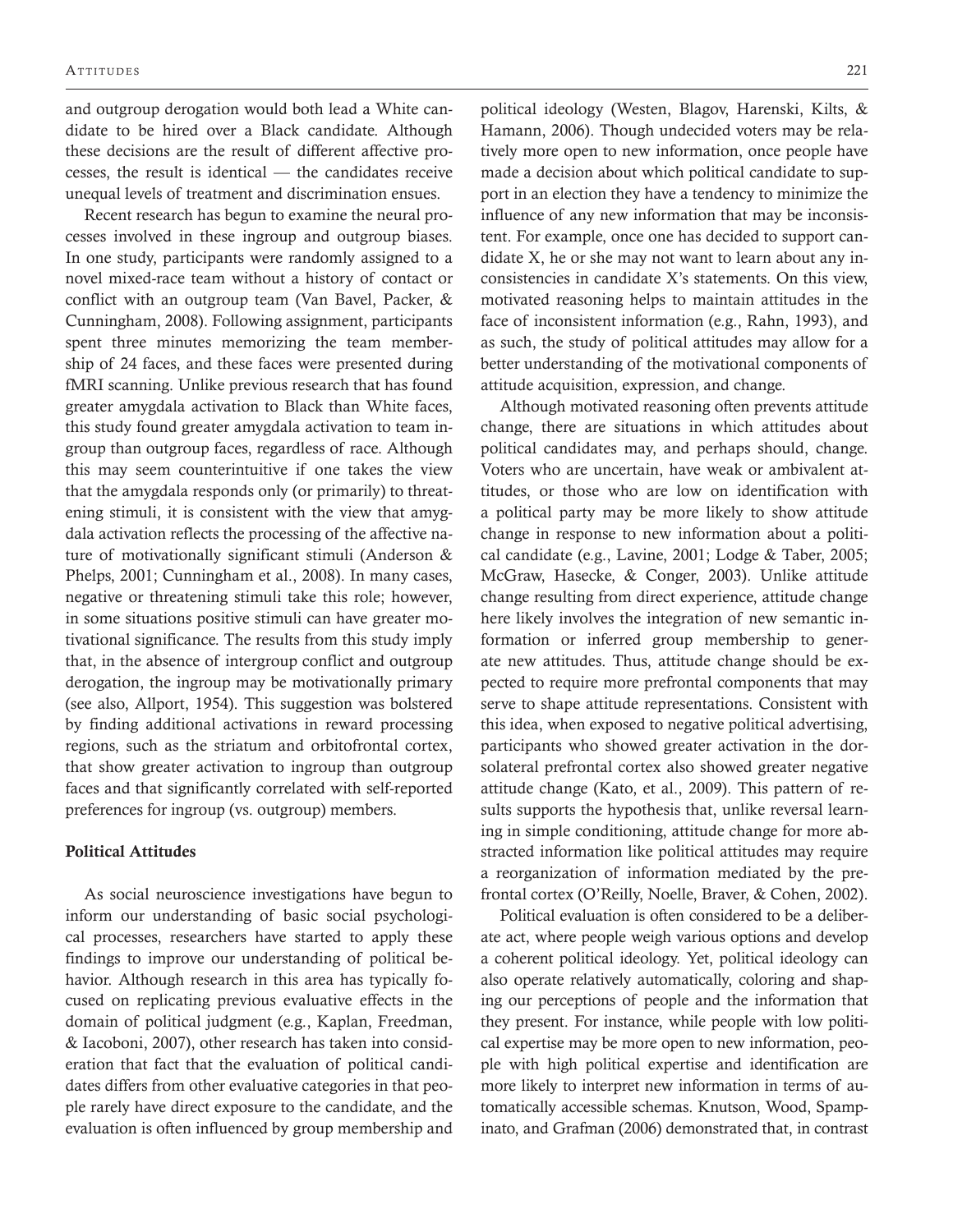and outgroup derogation would both lead a White candidate to be hired over a Black candidate. Although these decisions are the result of different affective processes, the result is identical — the candidates receive unequal levels of treatment and discrimination ensues.

Recent research has begun to examine the neural processes involved in these ingroup and outgroup biases. In one study, participants were randomly assigned to a novel mixed-race team without a history of contact or conflict with an outgroup team (Van Bavel, Packer, & Cunningham, 2008). Following assignment, participants spent three minutes memorizing the team membership of 24 faces, and these faces were presented during fMRI scanning. Unlike previous research that has found greater amygdala activation to Black than White faces, this study found greater amygdala activation to team ingroup than outgroup faces, regardless of race. Although this may seem counterintuitive if one takes the view that the amygdala responds only (or primarily) to threatening stimuli, it is consistent with the view that amygdala activation reflects the processing of the affective nature of motivationally significant stimuli (Anderson & Phelps, 2001; Cunningham et al., 2008). In many cases, negative or threatening stimuli take this role; however, in some situations positive stimuli can have greater motivational significance. The results from this study imply that, in the absence of intergroup conflict and outgroup derogation, the ingroup may be motivationally primary (see also, Allport, 1954). This suggestion was bolstered by finding additional activations in reward processing regions, such as the striatum and orbitofrontal cortex, that show greater activation to ingroup than outgroup faces and that significantly correlated with self-reported preferences for ingroup (vs. outgroup) members.

## Political Attitudes

As social neuroscience investigations have begun to inform our understanding of basic social psychological processes, researchers have started to apply these findings to improve our understanding of political behavior. Although research in this area has typically focused on replicating previous evaluative effects in the domain of political judgment (e.g., Kaplan, Freedman, & Iacoboni, 2007), other research has taken into consideration that fact that the evaluation of political candidates differs from other evaluative categories in that people rarely have direct exposure to the candidate, and the evaluation is often influenced by group membership and political ideology (Westen, Blagov, Harenski, Kilts, & Hamann, 2006). Though undecided voters may be relatively more open to new information, once people have made a decision about which political candidate to support in an election they have a tendency to minimize the influence of any new information that may be inconsistent. For example, once one has decided to support candidate X, he or she may not want to learn about any inconsistencies in candidate X's statements. On this view, motivated reasoning helps to maintain attitudes in the face of inconsistent information (e.g., Rahn, 1993), and as such, the study of political attitudes may allow for a better understanding of the motivational components of attitude acquisition, expression, and change.

Although motivated reasoning often prevents attitude change, there are situations in which attitudes about political candidates may, and perhaps should, change. Voters who are uncertain, have weak or ambivalent attitudes, or those who are low on identification with a political party may be more likely to show attitude change in response to new information about a political candidate (e.g., Lavine, 2001; Lodge & Taber, 2005; McGraw, Hasecke, & Conger, 2003). Unlike attitude change resulting from direct experience, attitude change here likely involves the integration of new semantic information or inferred group membership to generate new attitudes. Thus, attitude change should be expected to require more prefrontal components that may serve to shape attitude representations. Consistent with this idea, when exposed to negative political advertising, participants who showed greater activation in the dorsolateral prefrontal cortex also showed greater negative attitude change (Kato, et al., 2009). This pattern of results supports the hypothesis that, unlike reversal learning in simple conditioning, attitude change for more abstracted information like political attitudes may require a reorganization of information mediated by the prefrontal cortex (O'Reilly, Noelle, Braver, & Cohen, 2002).

Political evaluation is often considered to be a deliberate act, where people weigh various options and develop a coherent political ideology. Yet, political ideology can also operate relatively automatically, coloring and shaping our perceptions of people and the information that they present. For instance, while people with low political expertise may be more open to new information, people with high political expertise and identification are more likely to interpret new information in terms of automatically accessible schemas. Knutson, Wood, Spampinato, and Grafman (2006) demonstrated that, in contrast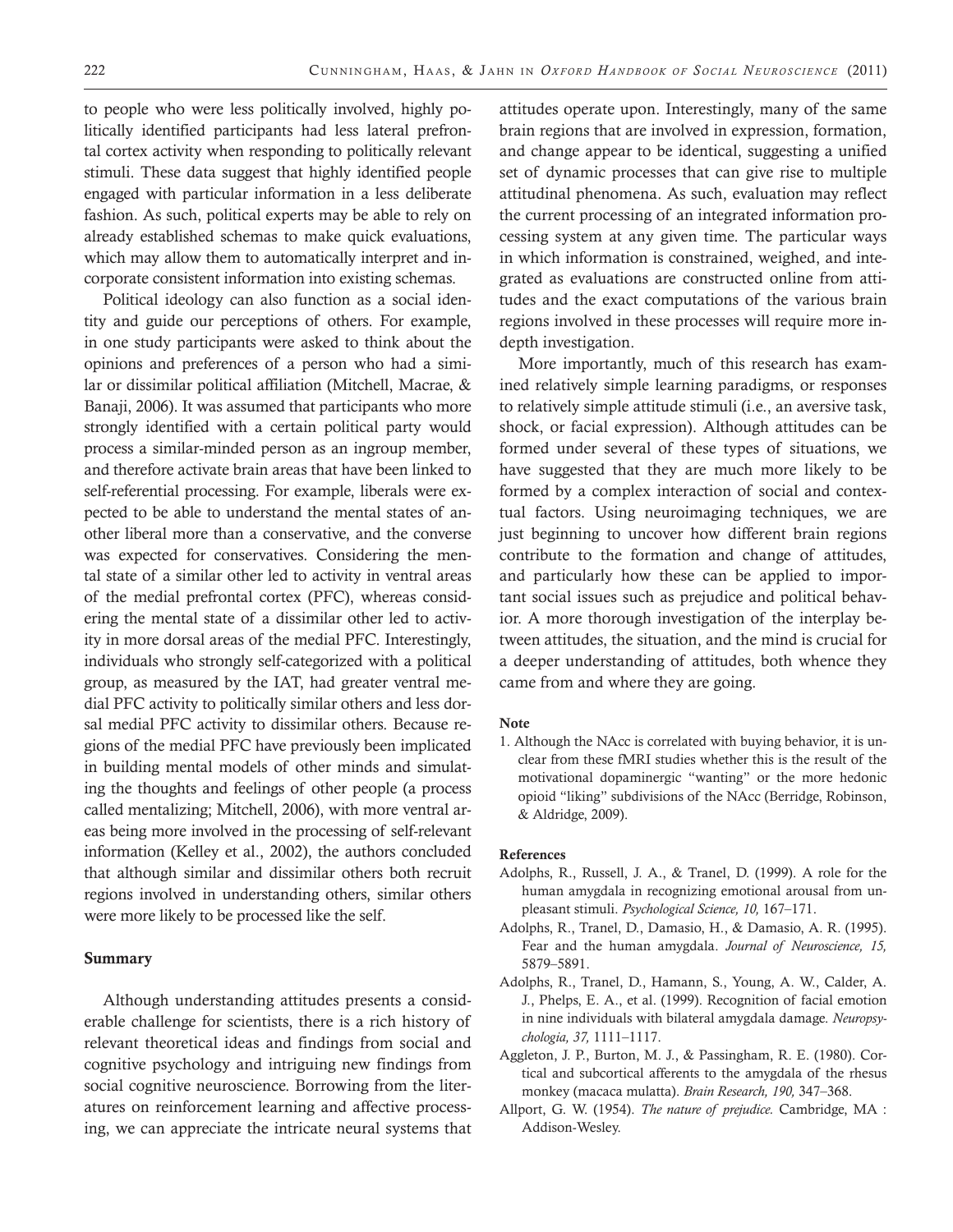to people who were less politically involved, highly politically identified participants had less lateral prefrontal cortex activity when responding to politically relevant stimuli. These data suggest that highly identified people engaged with particular information in a less deliberate fashion. As such, political experts may be able to rely on already established schemas to make quick evaluations, which may allow them to automatically interpret and incorporate consistent information into existing schemas.

Political ideology can also function as a social identity and guide our perceptions of others. For example, in one study participants were asked to think about the opinions and preferences of a person who had a similar or dissimilar political affiliation (Mitchell, Macrae, & Banaji, 2006). It was assumed that participants who more strongly identified with a certain political party would process a similar-minded person as an ingroup member, and therefore activate brain areas that have been linked to self-referential processing. For example, liberals were expected to be able to understand the mental states of another liberal more than a conservative, and the converse was expected for conservatives. Considering the mental state of a similar other led to activity in ventral areas of the medial prefrontal cortex (PFC), whereas considering the mental state of a dissimilar other led to activity in more dorsal areas of the medial PFC. Interestingly, individuals who strongly self-categorized with a political group, as measured by the IAT, had greater ventral medial PFC activity to politically similar others and less dorsal medial PFC activity to dissimilar others. Because regions of the medial PFC have previously been implicated in building mental models of other minds and simulating the thoughts and feelings of other people (a process called mentalizing; Mitchell, 2006), with more ventral areas being more involved in the processing of self-relevant information (Kelley et al., 2002), the authors concluded that although similar and dissimilar others both recruit regions involved in understanding others, similar others were more likely to be processed like the self.

## Summary

Although understanding attitudes presents a considerable challenge for scientists, there is a rich history of relevant theoretical ideas and findings from social and cognitive psychology and intriguing new findings from social cognitive neuroscience. Borrowing from the literatures on reinforcement learning and affective processing, we can appreciate the intricate neural systems that attitudes operate upon. Interestingly, many of the same brain regions that are involved in expression, formation, and change appear to be identical, suggesting a unified set of dynamic processes that can give rise to multiple attitudinal phenomena. As such, evaluation may reflect the current processing of an integrated information processing system at any given time. The particular ways in which information is constrained, weighed, and integrated as evaluations are constructed online from attitudes and the exact computations of the various brain regions involved in these processes will require more in-depth investigation.

More importantly, much of this research has examined relatively simple learning paradigms, or responses to relatively simple attitude stimuli (i.e., an aversive task, shock, or facial expression). Although attitudes can be formed under several of these types of situations, we have suggested that they are much more likely to be formed by a complex interaction of social and contextual factors. Using neuroimaging techniques, we are just beginning to uncover how different brain regions contribute to the formation and change of attitudes, and particularly how these can be applied to important social issues such as prejudice and political behavior. A more thorough investigation of the interplay between attitudes, the situation, and the mind is crucial for a deeper understanding of attitudes, both whence they came from and where they are going.

### Note

1. Although the NAcc is correlated with buying behavior, it is unclear from these fMRI studies whether this is the result of the motivational dopaminergic "wanting" or the more hedonic opioid "liking" subdivisions of the NAcc (Berridge, Robinson, & Aldridge, 2009).

### References

Adolphs, R., Russell, J. A., & Tranel, D. (1999). A role for the human amygdala in recognizing emotional arousal from unpleasant stimuli. *Psychological Science, 10,* 167–171.

Adolphs, R., Tranel, D., Damasio, H., & Damasio, A. R. (1995). Fear and the human amygdala. *Journal of Neuroscience, 15,* 5879–5891.

Adolphs, R., Tranel, D., Hamann, S., Young, A. W., Calder, A. J., Phelps, E. A., et al. (1999). Recognition of facial emotion in nine individuals with bilateral amygdala damage. *Neuropsychologia, 37,* 1111–1117.

Aggleton, J. P., Burton, M. J., & Passingham, R. E. (1980). Cortical and subcortical afferents to the amygdala of the rhesus monkey (macaca mulatta). *Brain Research, 190,* 347–368.

Allport, G. W. (1954). *The nature of prejudice.* Cambridge, MA : Addison-Wesley.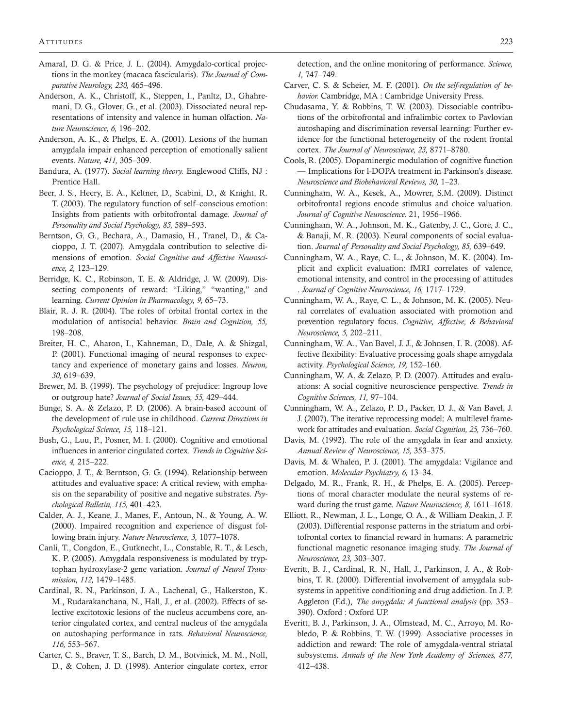Amaral, D. G. & Price, J. L. (2004). Amygdalo-cortical projections in the monkey (macaca fascicularis). *The Journal of Comparative Neurology, 230,* 465–496.

Anderson, A. K., Christoff, K., Steppen, I., Panltz, D., Ghahremani, D. G., Glover, G., et al. (2003). Dissociated neural representations of intensity and valence in human olfaction. *Nature Neuroscience, 6,* 196–202.

Anderson, A. K., & Phelps, E. A. (2001). Lesions of the human amygdala impair enhanced perception of emotionally salient events. *Nature, 411,* 305–309.

Bandura, A. (1977). *Social learning theory.* Englewood Cliffs, NJ : Prentice Hall.

Beer, J. S., Heery, E. A., Keltner, D., Scabini, D., & Knight, R. T. (2003). The regulatory function of self–conscious emotion: Insights from patients with orbitofrontal damage. *Journal of Personality and Social Psychology, 85,* 589–593.

Berntson, G. G., Bechara, A., Damasio, H., Tranel, D., & Cacioppo, J. T. (2007). Amygdala contribution to selective dimensions of emotion. *Social Cognitive and Affective Neuroscience, 2,* 123–129.

Berridge, K. C., Robinson, T. E. & Aldridge, J. W. (2009). Dissecting components of reward: "Liking," "wanting," and learning. *Current Opinion in Pharmacology, 9,* 65–73.

Blair, R. J. R. (2004). The roles of orbital frontal cortex in the modulation of antisocial behavior. *Brain and Cognition, 55,* 198–208.

Breiter, H. C., Aharon, I., Kahneman, D., Dale, A. & Shizgal, P. (2001). Functional imaging of neural responses to expectancy and experience of monetary gains and losses. *Neuron, 30,* 619–639.

Brewer, M. B. (1999). The psychology of prejudice: Ingroup love or outgroup hate? *Journal of Social Issues, 55,* 429–444.

Bunge, S. A. & Zelazo, P. D. (2006). A brain-based account of the development of rule use in childhood. *Current Directions in Psychological Science, 15,* 118–121.

Bush, G., Luu, P., Posner, M. I. (2000). Cognitive and emotional influences in anterior cingulated cortex. *Trends in Cognitive Science, 4,* 215–222.

Cacioppo, J. T., & Berntson, G. G. (1994). Relationship between attitudes and evaluative space: A critical review, with emphasis on the separability of positive and negative substrates. *Psychological Bulletin, 115,* 401–423.

Calder, A. J., Keane, J., Manes, F., Antoun, N., & Young, A. W. (2000). Impaired recognition and experience of disgust following brain injury. *Nature Neuroscience, 3,* 1077–1078.

Canli, T., Congdon, E., Gutknecht, L., Constable, R. T., & Lesch, K. P. (2005). Amygdala responsiveness is modulated by tryptophan hydroxylase-2 gene variation. *Journal of Neural Transmission, 112,* 1479–1485.

Cardinal, R. N., Parkinson, J. A., Lachenal, G., Halkerston, K. M., Rudarakanchana, N., Hall, J., et al. (2002). Effects of selective excitotoxic lesions of the nucleus accumbens core, anterior cingulated cortex, and central nucleus of the amygdala on autoshaping performance in rats. *Behavioral Neuroscience, 116,* 553–567.

Carter, C. S., Braver, T. S., Barch, D. M., Botvinick, M. M., Noll, D., & Cohen, J. D. (1998). Anterior cingulate cortex, error detection, and the online monitoring of performance. *Science, 1,* 747–749.

Carver, C. S. & Scheier, M. F. (2001). *On the self-regulation of behavior.* Cambridge, MA : Cambridge University Press.

Chudasama, Y. & Robbins, T. W. (2003). Dissociable contributions of the orbitofrontal and infralimbic cortex to Pavlovian autoshaping and discrimination reversal learning: Further evidence for the functional heterogeneity of the rodent frontal cortex. *The Journal of Neuroscience, 23,* 8771–8780.

Cools, R. (2005). Dopaminergic modulation of cognitive function — Implications for l-DOPA treatment in Parkinson's disease. *Neuroscience and Biobehavioral Reviews, 30,* 1–23.

Cunningham, W. A., Kesek, A., Mowrer, S.M. (2009). Distinct orbitofrontal regions encode stimulus and choice valuation. *Journal of Cognitive Neuroscience.* 21, 1956–1966.

Cunningham, W. A., Johnson, M. K., Gatenby, J. C., Gore, J. C., & Banaji, M. R. (2003). Neural components of social evaluation. *Journal of Personality and Social Psychology, 85,* 639–649.

Cunningham, W. A., Raye, C. L., & Johnson, M. K. (2004). Implicit and explicit evaluation: fMRI correlates of valence, emotional intensity, and control in the processing of attitudes . *Journal of Cognitive Neuroscience, 16,* 1717–1729.

Cunningham, W. A., Raye, C. L., & Johnson, M. K. (2005). Neural correlates of evaluation associated with promotion and prevention regulatory focus. *Cognitive, Affective, & Behavioral Neuroscience, 5,* 202–211.

Cunningham, W. A., Van Bavel, J. J., & Johnsen, I. R. (2008). Affective flexibility: Evaluative processing goals shape amygdala activity. *Psychological Science, 19,* 152–160.

Cunningham, W. A. & Zelazo, P. D. (2007). Attitudes and evaluations: A social cognitive neuroscience perspective. *Trends in Cognitive Sciences, 11,* 97–104.

Cunningham, W. A., Zelazo, P. D., Packer, D. J., & Van Bavel, J. J. (2007). The iterative reprocessing model: A multilevel framework for attitudes and evaluation. *Social Cognition, 25,* 736–760.

Davis, M. (1992). The role of the amygdala in fear and anxiety. *Annual Review of Neuroscience, 15,* 353–375.

Davis, M. & Whalen, P. J. (2001). The amygdala: Vigilance and emotion. *Molecular Psychiatry, 6,* 13–34.

Delgado, M. R., Frank, R. H., & Phelps, E. A. (2005). Perceptions of moral character modulate the neural systems of reward during the trust game. *Nature Neuroscience, 8,* 1611–1618.

Elliott, R., Newman, J. L., Longe, O. A., & William Deakin, J. F. (2003). Differential response patterns in the striatum and orbitofrontal cortex to financial reward in humans: A parametric functional magnetic resonance imaging study. *The Journal of Neuroscience, 23,* 303–307.

Everitt, B. J., Cardinal, R. N., Hall, J., Parkinson, J. A., & Robbins, T. R. (2000). Differential involvement of amygdala subsystems in appetitive conditioning and drug addiction. In J. P. Aggleton (Ed.), *The amygdala: A functional analysis* (pp. 353–390). Oxford : Oxford UP.

Everitt, B. J., Parkinson, J. A., Olmstead, M. C., Arroyo, M. Robledo, P. & Robbins, T. W. (1999). Associative processes in addiction and reward: The role of amygdala-ventral striatal subsystems. *Annals of the New York Academy of Sciences, 877,* 412–438.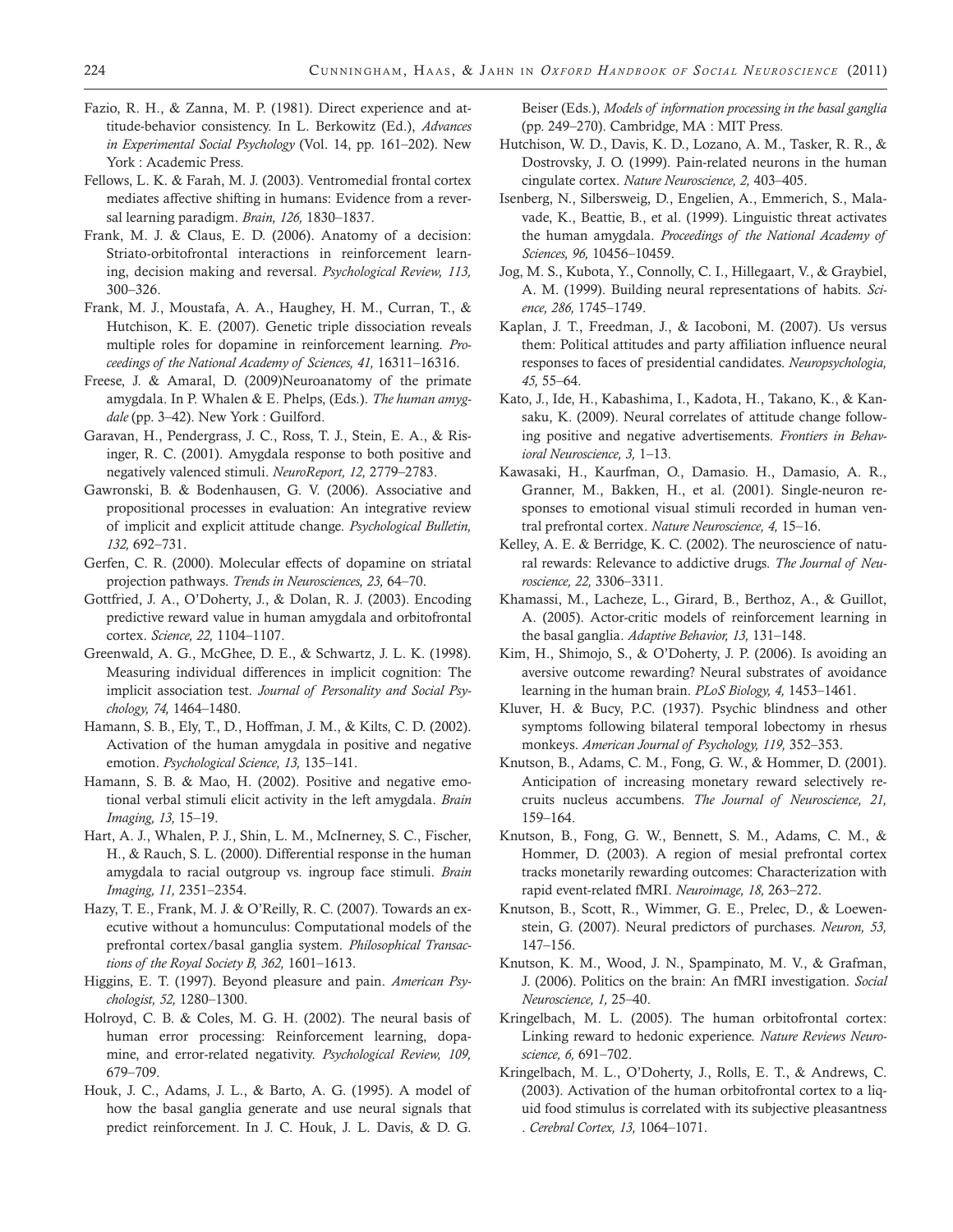Fazio, R. H., & Zanna, M. P. (1981). Direct experience and attitude-behavior consistency. In L. Berkowitz (Ed.), *Advances in Experimental Social Psychology* (Vol. 14, pp. 161–202). New York : Academic Press.

Fellows, L. K. & Farah, M. J. (2003). Ventromedial frontal cortex mediates affective shifting in humans: Evidence from a reversal learning paradigm. *Brain, 126,* 1830–1837.

Frank, M. J. & Claus, E. D. (2006). Anatomy of a decision: Striato-orbitofrontal interactions in reinforcement learning, decision making and reversal. *Psychological Review, 113,* 300–326.

Frank, M. J., Moustafa, A. A., Haughey, H. M., Curran, T., & Hutchison, K. E. (2007). Genetic triple dissociation reveals multiple roles for dopamine in reinforcement learning. *Proceedings of the National Academy of Sciences, 41,* 16311–16316.

Freese, J. & Amaral, D. (2009)Neuroanatomy of the primate amygdala. In P. Whalen & E. Phelps, (Eds.). *The human amygdale* (pp. 3–42). New York : Guilford.

Garavan, H., Pendergrass, J. C., Ross, T. J., Stein, E. A., & Risinger, R. C. (2001). Amygdala response to both positive and negatively valenced stimuli. *NeuroReport, 12,* 2779–2783.

Gawronski, B. & Bodenhausen, G. V. (2006). Associative and propositional processes in evaluation: An integrative review of implicit and explicit attitude change. *Psychological Bulletin, 132,* 692–731.

Gerfen, C. R. (2000). Molecular effects of dopamine on striatal projection pathways. *Trends in Neurosciences, 23,* 64–70.

Gottfried, J. A., O'Doherty, J., & Dolan, R. J. (2003). Encoding predictive reward value in human amygdala and orbitofrontal cortex. *Science, 22,* 1104–1107.

Greenwald, A. G., McGhee, D. E., & Schwartz, J. L. K. (1998). Measuring individual differences in implicit cognition: The implicit association test. *Journal of Personality and Social Psychology, 74,* 1464–1480.

Hamann, S. B., Ely, T., D., Hoffman, J. M., & Kilts, C. D. (2002). Activation of the human amygdala in positive and negative emotion. *Psychological Science, 13,* 135–141.

Hamann, S. B. & Mao, H. (2002). Positive and negative emotional verbal stimuli elicit activity in the left amygdala. *Brain Imaging, 13,* 15–19.

Hart, A. J., Whalen, P. J., Shin, L. M., McInerney, S. C., Fischer, H., & Rauch, S. L. (2000). Differential response in the human amygdala to racial outgroup vs. ingroup face stimuli. *Brain Imaging, 11,* 2351–2354.

Hazy, T. E., Frank, M. J. & O'Reilly, R. C. (2007). Towards an executive without a homunculus: Computational models of the prefrontal cortex/basal ganglia system. *Philosophical Transactions of the Royal Society B, 362,* 1601–1613.

Higgins, E. T. (1997). Beyond pleasure and pain. *American Psychologist, 52,* 1280–1300.

Holroyd, C. B. & Coles, M. G. H. (2002). The neural basis of human error processing: Reinforcement learning, dopamine, and error-related negativity. *Psychological Review, 109,* 679–709.

Houk, J. C., Adams, J. L., & Barto, A. G. (1995). A model of how the basal ganglia generate and use neural signals that predict reinforcement. In J. C. Houk, J. L. Davis, & D. G. Beiser (Eds.), *Models of information processing in the basal ganglia* (pp. 249–270). Cambridge, MA : MIT Press.

Hutchison, W. D., Davis, K. D., Lozano, A. M., Tasker, R. R., & Dostrovsky, J. O. (1999). Pain-related neurons in the human cingulate cortex. *Nature Neuroscience, 2,* 403–405.

Isenberg, N., Silbersweig, D., Engelien, A., Emmerich, S., Malavade, K., Beattie, B., et al. (1999). Linguistic threat activates the human amygdala. *Proceedings of the National Academy of Sciences, 96,* 10456–10459.

Jog, M. S., Kubota, Y., Connolly, C. I., Hillegaart, V., & Graybiel, A. M. (1999). Building neural representations of habits. *Science, 286,* 1745–1749.

Kaplan, J. T., Freedman, J., & Iacoboni, M. (2007). Us versus them: Political attitudes and party affiliation influence neural responses to faces of presidential candidates. *Neuropsychologia, 45,* 55–64.

Kato, J., Ide, H., Kabashima, I., Kadota, H., Takano, K., & Kansaku, K. (2009). Neural correlates of attitude change following positive and negative advertisements. *Frontiers in Behavioral Neuroscience, 3,* 1–13.

Kawasaki, H., Kaurfman, O., Damasio. H., Damasio, A. R., Granner, M., Bakken, H., et al. (2001). Single-neuron responses to emotional visual stimuli recorded in human ventral prefrontal cortex. *Nature Neuroscience, 4,* 15–16.

Kelley, A. E. & Berridge, K. C. (2002). The neuroscience of natural rewards: Relevance to addictive drugs. *The Journal of Neuroscience, 22,* 3306–3311.

Khamassi, M., Lacheze, L., Girard, B., Berthoz, A., & Guillot, A. (2005). Actor-critic models of reinforcement learning in the basal ganglia. *Adaptive Behavior, 13,* 131–148.

Kim, H., Shimojo, S., & O'Doherty, J. P. (2006). Is avoiding an aversive outcome rewarding? Neural substrates of avoidance learning in the human brain. *PLoS Biology, 4,* 1453–1461.

Kluver, H. & Bucy, P.C. (1937). Psychic blindness and other symptoms following bilateral temporal lobectomy in rhesus monkeys. *American Journal of Psychology, 119,* 352–353.

Knutson, B., Adams, C. M., Fong, G. W., & Hommer, D. (2001). Anticipation of increasing monetary reward selectively recruits nucleus accumbens. *The Journal of Neuroscience, 21,* 159–164.

Knutson, B., Fong, G. W., Bennett, S. M., Adams, C. M., & Hommer, D. (2003). A region of mesial prefrontal cortex tracks monetarily rewarding outcomes: Characterization with rapid event-related fMRI. *Neuroimage, 18,* 263–272.

Knutson, B., Scott, R., Wimmer, G. E., Prelec, D., & Loewenstein, G. (2007). Neural predictors of purchases. *Neuron, 53,* 147–156.

Knutson, K. M., Wood, J. N., Spampinato, M. V., & Grafman, J. (2006). Politics on the brain: An fMRI investigation. *Social Neuroscience, 1,* 25–40.

Kringelbach, M. L. (2005). The human orbitofrontal cortex: Linking reward to hedonic experience. *Nature Reviews Neuroscience, 6,* 691–702.

Kringelbach, M. L., O'Doherty, J., Rolls, E. T., & Andrews, C. (2003). Activation of the human orbitofrontal cortex to a liquid food stimulus is correlated with its subjective pleasantness . *Cerebral Cortex, 13,* 1064–1071.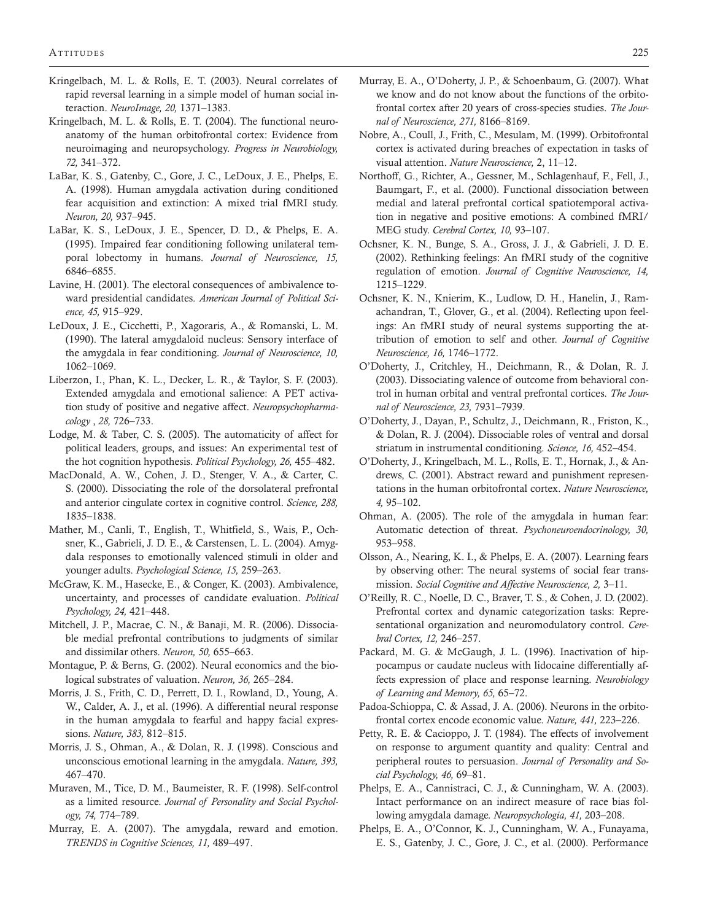Kringelbach, M. L. & Rolls, E. T. (2003). Neural correlates of rapid reversal learning in a simple model of human social interaction. *NeuroImage, 20,* 1371–1383.

Kringelbach, M. L. & Rolls, E. T. (2004). The functional neuroanatomy of the human orbitofrontal cortex: Evidence from neuroimaging and neuropsychology. *Progress in Neurobiology, 72,* 341–372.

LaBar, K. S., Gatenby, C., Gore, J. C., LeDoux, J. E., Phelps, E. A. (1998). Human amygdala activation during conditioned fear acquisition and extinction: A mixed trial fMRI study. *Neuron, 20,* 937–945.

LaBar, K. S., LeDoux, J. E., Spencer, D. D., & Phelps, E. A. (1995). Impaired fear conditioning following unilateral temporal lobectomy in humans. *Journal of Neuroscience, 15,* 6846–6855.

Lavine, H. (2001). The electoral consequences of ambivalence toward presidential candidates. *American Journal of Political Science, 45,* 915–929.

LeDoux, J. E., Cicchetti, P., Xagoraris, A., & Romanski, L. M. (1990). The lateral amygdaloid nucleus: Sensory interface of the amygdala in fear conditioning. *Journal of Neuroscience, 10,* 1062–1069.

Liberzon, I., Phan, K. L., Decker, L. R., & Taylor, S. F. (2003). Extended amygdala and emotional salience: A PET activation study of positive and negative affect. *Neuropsychopharmacology , 28,* 726–733.

Lodge, M. & Taber, C. S. (2005). The automaticity of affect for political leaders, groups, and issues: An experimental test of the hot cognition hypothesis. *Political Psychology, 26,* 455–482.

MacDonald, A. W., Cohen, J. D., Stenger, V. A., & Carter, C. S. (2000). Dissociating the role of the dorsolateral prefrontal and anterior cingulate cortex in cognitive control. *Science, 288,* 1835–1838.

Mather, M., Canli, T., English, T., Whitfield, S., Wais, P., Ochsner, K., Gabrieli, J. D. E., & Carstensen, L. L. (2004). Amygdala responses to emotionally valenced stimuli in older and younger adults. *Psychological Science, 15,* 259–263.

McGraw, K. M., Hasecke, E., & Conger, K. (2003). Ambivalence, uncertainty, and processes of candidate evaluation. *Political Psychology, 24,* 421–448.

Mitchell, J. P., Macrae, C. N., & Banaji, M. R. (2006). Dissociable medial prefrontal contributions to judgments of similar and dissimilar others. *Neuron, 50,* 655–663.

Montague, P. & Berns, G. (2002). Neural economics and the biological substrates of valuation. *Neuron, 36,* 265–284.

Morris, J. S., Frith, C. D., Perrett, D. I., Rowland, D., Young, A. W., Calder, A. J., et al. (1996). A differential neural response in the human amygdala to fearful and happy facial expressions. *Nature, 383,* 812–815.

Morris, J. S., Ohman, A., & Dolan, R. J. (1998). Conscious and unconscious emotional learning in the amygdala. *Nature, 393,* 467–470.

Muraven, M., Tice, D. M., Baumeister, R. F. (1998). Self-control as a limited resource. *Journal of Personality and Social Psychology, 74,* 774–789.

Murray, E. A. (2007). The amygdala, reward and emotion. *TRENDS in Cognitive Sciences, 11,* 489–497.

Murray, E. A., O'Doherty, J. P., & Schoenbaum, G. (2007). What we know and do not know about the functions of the orbitofrontal cortex after 20 years of cross-species studies. *The Journal of Neuroscience, 271,* 8166–8169.

Nobre, A., Coull, J., Frith, C., Mesulam, M. (1999). Orbitofrontal cortex is activated during breaches of expectation in tasks of visual attention. *Nature Neuroscience,* 2, 11–12.

Northoff, G., Richter, A., Gessner, M., Schlagenhauf, F., Fell, J., Baumgart, F., et al. (2000). Functional dissociation between medial and lateral prefrontal cortical spatiotemporal activation in negative and positive emotions: A combined fMRI/MEG study. *Cerebral Cortex, 10,* 93–107.

Ochsner, K. N., Bunge, S. A., Gross, J. J., & Gabrieli, J. D. E. (2002). Rethinking feelings: An fMRI study of the cognitive regulation of emotion. *Journal of Cognitive Neuroscience, 14,* 1215–1229.

Ochsner, K. N., Knierim, K., Ludlow, D. H., Hanelin, J., Ramachandran, T., Glover, G., et al. (2004). Reflecting upon feelings: An fMRI study of neural systems supporting the attribution of emotion to self and other. *Journal of Cognitive Neuroscience, 16,* 1746–1772.

O'Doherty, J., Critchley, H., Deichmann, R., & Dolan, R. J. (2003). Dissociating valence of outcome from behavioral control in human orbital and ventral prefrontal cortices. *The Journal of Neuroscience, 23,* 7931–7939.

O'Doherty, J., Dayan, P., Schultz, J., Deichmann, R., Friston, K., & Dolan, R. J. (2004). Dissociable roles of ventral and dorsal striatum in instrumental conditioning. *Science, 16,* 452–454.

O'Doherty, J., Kringelbach, M. L., Rolls, E. T., Hornak, J., & Andrews, C. (2001). Abstract reward and punishment representations in the human orbitofrontal cortex. *Nature Neuroscience, 4,* 95–102.

Ohman, A. (2005). The role of the amygdala in human fear: Automatic detection of threat. *Psychoneuroendocrinology, 30,* 953–958.

Olsson, A., Nearing, K. I., & Phelps, E. A. (2007). Learning fears by observing other: The neural systems of social fear transmission. *Social Cognitive and Affective Neuroscience, 2,* 3–11.

O'Reilly, R. C., Noelle, D. C., Braver, T. S., & Cohen, J. D. (2002). Prefrontal cortex and dynamic categorization tasks: Representational organization and neuromodulatory control. *Cerebral Cortex, 12,* 246–257.

Packard, M. G. & McGaugh, J. L. (1996). Inactivation of hippocampus or caudate nucleus with lidocaine differentially affects expression of place and response learning. *Neurobiology of Learning and Memory, 65,* 65–72.

Padoa-Schioppa, C. & Assad, J. A. (2006). Neurons in the orbitofrontal cortex encode economic value. *Nature, 441,* 223–226.

Petty, R. E. & Cacioppo, J. T. (1984). The effects of involvement on response to argument quantity and quality: Central and peripheral routes to persuasion. *Journal of Personality and Social Psychology, 46,* 69–81.

Phelps, E. A., Cannistraci, C. J., & Cunningham, W. A. (2003). Intact performance on an indirect measure of race bias following amygdala damage. *Neuropsychologia, 41,* 203–208.

Phelps, E. A., O'Connor, K. J., Cunningham, W. A., Funayama, E. S., Gatenby, J. C., Gore, J. C., et al. (2000). Performance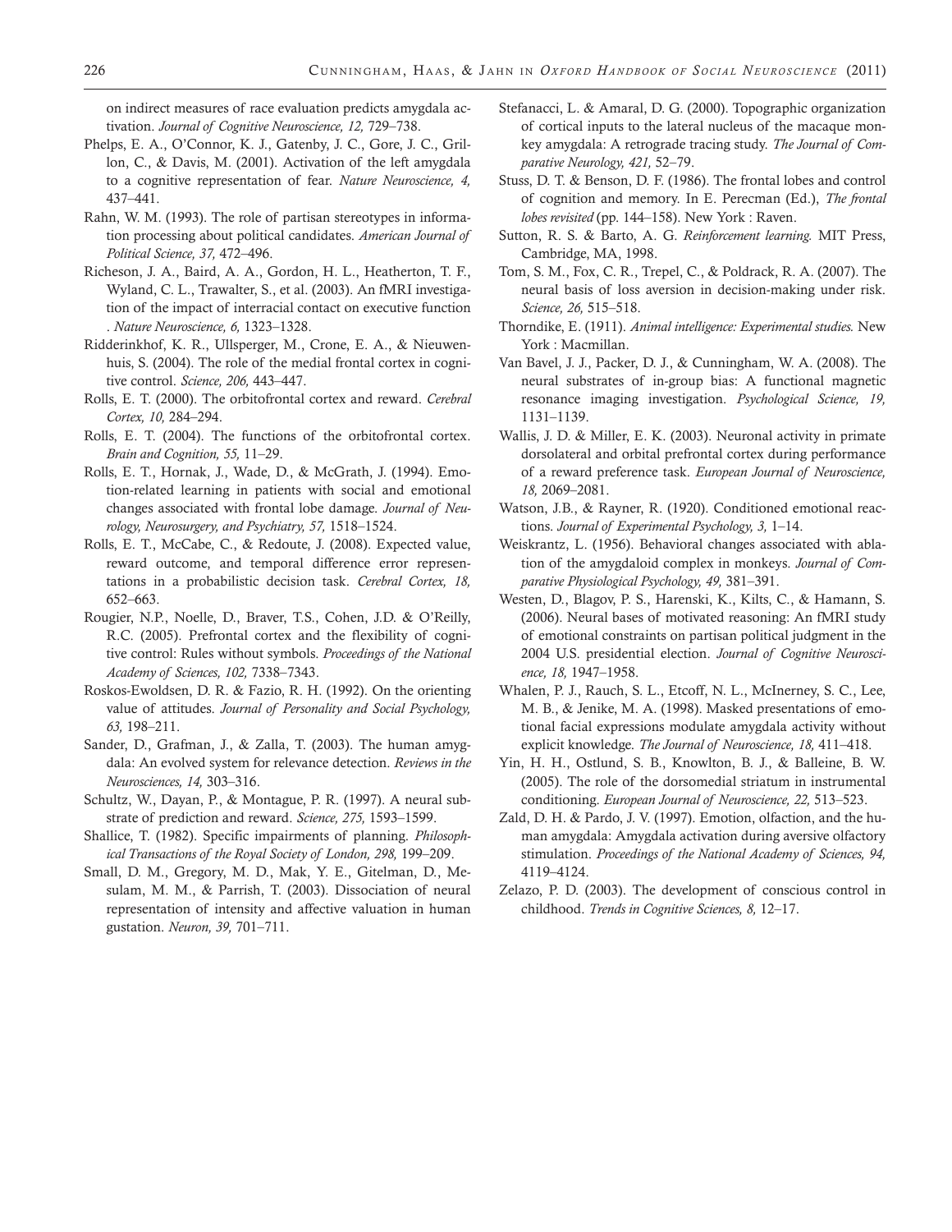on indirect measures of race evaluation predicts amygdala activation. *Journal of Cognitive Neuroscience, 12,* 729–738.

Phelps, E. A., O'Connor, K. J., Gatenby, J. C., Gore, J. C., Grillon, C., & Davis, M. (2001). Activation of the left amygdala to a cognitive representation of fear. *Nature Neuroscience, 4,* 437–441.

Rahn, W. M. (1993). The role of partisan stereotypes in information processing about political candidates. *American Journal of Political Science, 37,* 472–496.

Richeson, J. A., Baird, A. A., Gordon, H. L., Heatherton, T. F., Wyland, C. L., Trawalter, S., et al. (2003). An fMRI investigation of the impact of interracial contact on executive function . *Nature Neuroscience, 6,* 1323–1328.

Ridderinkhof, K. R., Ullsperger, M., Crone, E. A., & Nieuwenhuis, S. (2004). The role of the medial frontal cortex in cognitive control. *Science, 206,* 443–447.

Rolls, E. T. (2000). The orbitofrontal cortex and reward. *Cerebral Cortex, 10,* 284–294.

Rolls, E. T. (2004). The functions of the orbitofrontal cortex. *Brain and Cognition, 55,* 11–29.

Rolls, E. T., Hornak, J., Wade, D., & McGrath, J. (1994). Emotion-related learning in patients with social and emotional changes associated with frontal lobe damage. *Journal of Neurology, Neurosurgery, and Psychiatry, 57,* 1518–1524.

Rolls, E. T., McCabe, C., & Redoute, J. (2008). Expected value, reward outcome, and temporal difference error representations in a probabilistic decision task. *Cerebral Cortex, 18,* 652–663.

Rougier, N.P., Noelle, D., Braver, T.S., Cohen, J.D. & O'Reilly, R.C. (2005). Prefrontal cortex and the flexibility of cognitive control: Rules without symbols. *Proceedings of the National Academy of Sciences, 102,* 7338–7343.

Roskos-Ewoldsen, D. R. & Fazio, R. H. (1992). On the orienting value of attitudes. *Journal of Personality and Social Psychology, 63,* 198–211.

Sander, D., Grafman, J., & Zalla, T. (2003). The human amygdala: An evolved system for relevance detection. *Reviews in the Neurosciences, 14,* 303–316.

Schultz, W., Dayan, P., & Montague, P. R. (1997). A neural substrate of prediction and reward. *Science, 275,* 1593–1599.

Shallice, T. (1982). Specific impairments of planning. *Philosophical Transactions of the Royal Society of London, 298,* 199–209.

Small, D. M., Gregory, M. D., Mak, Y. E., Gitelman, D., Mesulam, M. M., & Parrish, T. (2003). Dissociation of neural representation of intensity and affective valuation in human gustation. *Neuron, 39,* 701–711.

Stefanacci, L. & Amaral, D. G. (2000). Topographic organization of cortical inputs to the lateral nucleus of the macaque monkey amygdala: A retrograde tracing study. *The Journal of Comparative Neurology, 421,* 52–79.

Stuss, D. T. & Benson, D. F. (1986). The frontal lobes and control of cognition and memory. In E. Perecman (Ed.), *The frontal lobes revisited* (pp. 144–158). New York : Raven.

Sutton, R. S. & Barto, A. G. *Reinforcement learning.* MIT Press, Cambridge, MA, 1998.

Tom, S. M., Fox, C. R., Trepel, C., & Poldrack, R. A. (2007). The neural basis of loss aversion in decision-making under risk. *Science, 26,* 515–518.

Thorndike, E. (1911). *Animal intelligence: Experimental studies.* New York : Macmillan.

Van Bavel, J. J., Packer, D. J., & Cunningham, W. A. (2008). The neural substrates of in-group bias: A functional magnetic resonance imaging investigation. *Psychological Science, 19,* 1131–1139.

Wallis, J. D. & Miller, E. K. (2003). Neuronal activity in primate dorsolateral and orbital prefrontal cortex during performance of a reward preference task. *European Journal of Neuroscience, 18,* 2069–2081.

Watson, J.B., & Rayner, R. (1920). Conditioned emotional reactions. *Journal of Experimental Psychology, 3,* 1–14.

Weiskrantz, L. (1956). Behavioral changes associated with ablation of the amygdaloid complex in monkeys. *Journal of Comparative Physiological Psychology, 49,* 381–391.

Westen, D., Blagov, P. S., Harenski, K., Kilts, C., & Hamann, S. (2006). Neural bases of motivated reasoning: An fMRI study of emotional constraints on partisan political judgment in the 2004 U.S. presidential election. *Journal of Cognitive Neuroscience, 18,* 1947–1958.

Whalen, P. J., Rauch, S. L., Etcoff, N. L., McInerney, S. C., Lee, M. B., & Jenike, M. A. (1998). Masked presentations of emotional facial expressions modulate amygdala activity without explicit knowledge. *The Journal of Neuroscience, 18,* 411–418.

Yin, H. H., Ostlund, S. B., Knowlton, B. J., & Balleine, B. W. (2005). The role of the dorsomedial striatum in instrumental conditioning. *European Journal of Neuroscience, 22,* 513–523.

Zald, D. H. & Pardo, J. V. (1997). Emotion, olfaction, and the human amygdala: Amygdala activation during aversive olfactory stimulation. *Proceedings of the National Academy of Sciences, 94,* 4119–4124.

Zelazo, P. D. (2003). The development of conscious control in childhood. *Trends in Cognitive Sciences, 8,* 12–17.